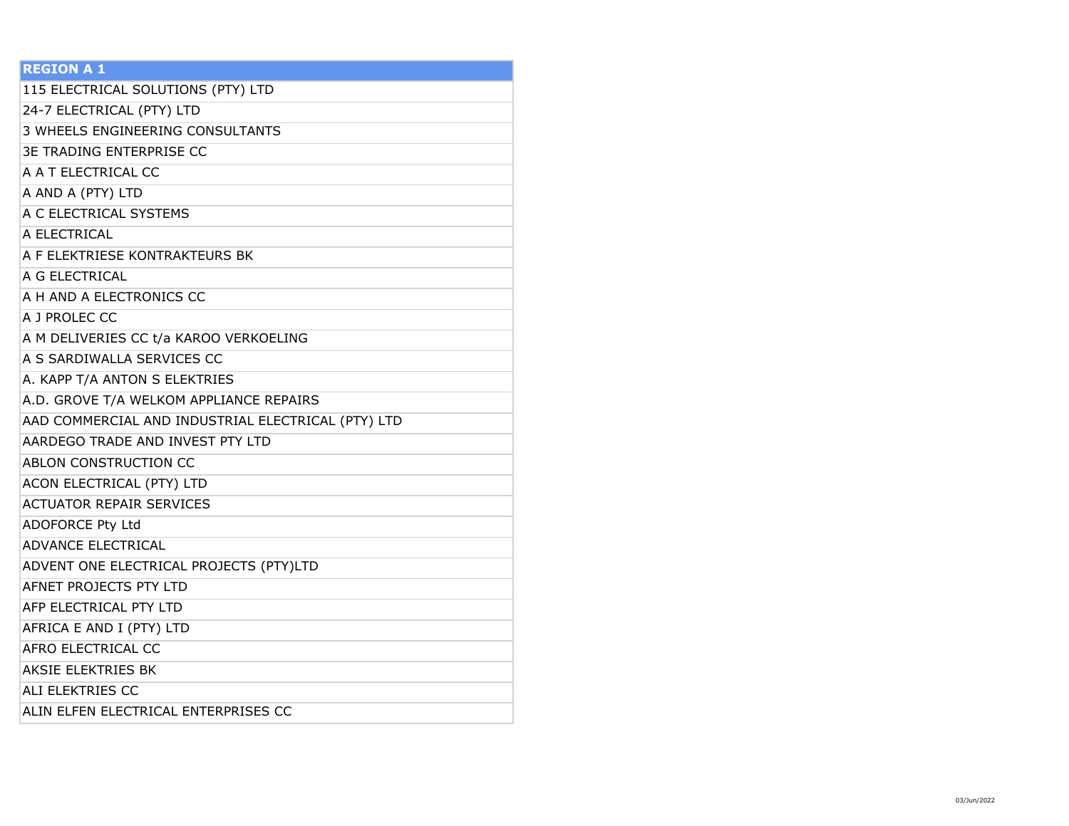| REGION A 1 |
|---|
| 115 ELECTRICAL SOLUTIONS (PTY) LTD |
| 24-7 ELECTRICAL (PTY) LTD |
| 3 WHEELS ENGINEERING CONSULTANTS |
| 3E TRADING ENTERPRISE CC |
| A A T ELECTRICAL CC |
| A AND A (PTY) LTD |
| A C ELECTRICAL SYSTEMS |
| A ELECTRICAL |
| A F ELEKTRIESE KONTRAKTEURS BK |
| A G ELECTRICAL |
| A H AND A ELECTRONICS CC |
| A J PROLEC CC |
| A M DELIVERIES CC t/a KAROO VERKOELING |
| A S SARDIWALLA SERVICES CC |
| A. KAPP T/A ANTON S ELEKTRIES |
| A.D. GROVE T/A WELKOM APPLIANCE REPAIRS |
| AAD COMMERCIAL AND INDUSTRIAL ELECTRICAL (PTY) LTD |
| AARDEGO TRADE AND INVEST PTY LTD |
| ABLON CONSTRUCTION CC |
| ACON ELECTRICAL (PTY) LTD |
| ACTUATOR REPAIR SERVICES |
| ADOFORCE Pty Ltd |
| ADVANCE ELECTRICAL |
| ADVENT ONE ELECTRICAL PROJECTS (PTY)LTD |
| AFNET PROJECTS PTY LTD |
| AFP ELECTRICAL PTY LTD |
| AFRICA E AND I (PTY) LTD |
| AFRO ELECTRICAL CC |
| AKSIE ELEKTRIES BK |
| ALI ELEKTRIES CC |
| ALIN ELFEN ELECTRICAL ENTERPRISES CC |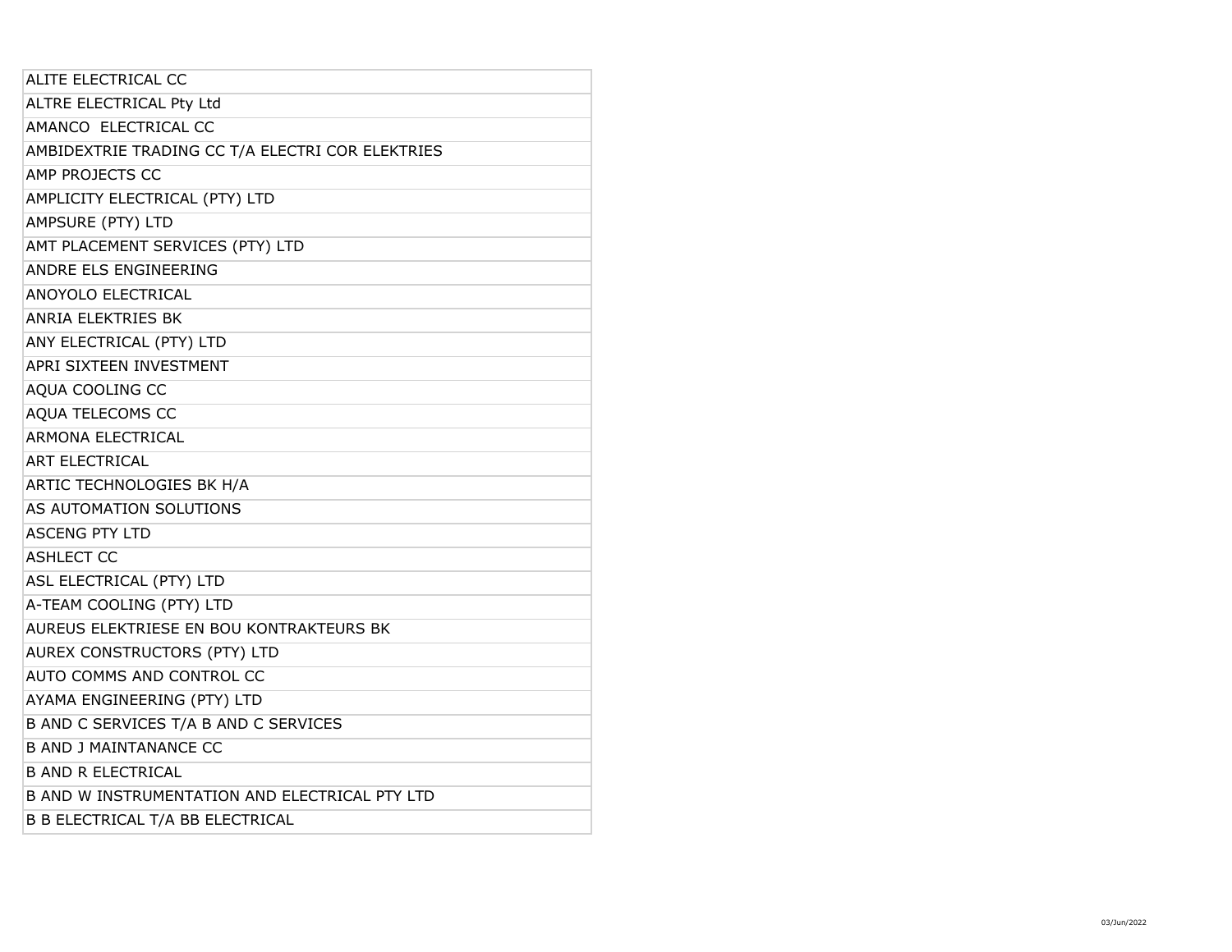| ALITE ELECTRICAL CC |
|---|
| ALTRE ELECTRICAL Pty Ltd |
| AMANCO  ELECTRICAL CC |
| AMBIDEXTRIE TRADING CC T/A ELECTRI COR ELEKTRIES |
| AMP PROJECTS CC |
| AMPLICITY ELECTRICAL (PTY) LTD |
| AMPSURE (PTY) LTD |
| AMT PLACEMENT SERVICES (PTY) LTD |
| ANDRE ELS ENGINEERING |
| ANOYOLO ELECTRICAL |
| ANRIA ELEKTRIES BK |
| ANY ELECTRICAL (PTY) LTD |
| APRI SIXTEEN INVESTMENT |
| AQUA COOLING CC |
| AQUA TELECOMS CC |
| ARMONA ELECTRICAL |
| ART ELECTRICAL |
| ARTIC TECHNOLOGIES BK H/A |
| AS AUTOMATION SOLUTIONS |
| ASCENG PTY LTD |
| ASHLECT CC |
| ASL ELECTRICAL (PTY) LTD |
| A-TEAM COOLING (PTY) LTD |
| AUREUS ELEKTRIESE EN BOU KONTRAKTEURS BK |
| AUREX CONSTRUCTORS (PTY) LTD |
| AUTO COMMS AND CONTROL CC |
| AYAMA ENGINEERING (PTY) LTD |
| B AND C SERVICES T/A B AND C SERVICES |
| B AND J MAINTANANCE CC |
| B AND R ELECTRICAL |
| B AND W INSTRUMENTATION AND ELECTRICAL PTY LTD |
| B B ELECTRICAL T/A BB ELECTRICAL |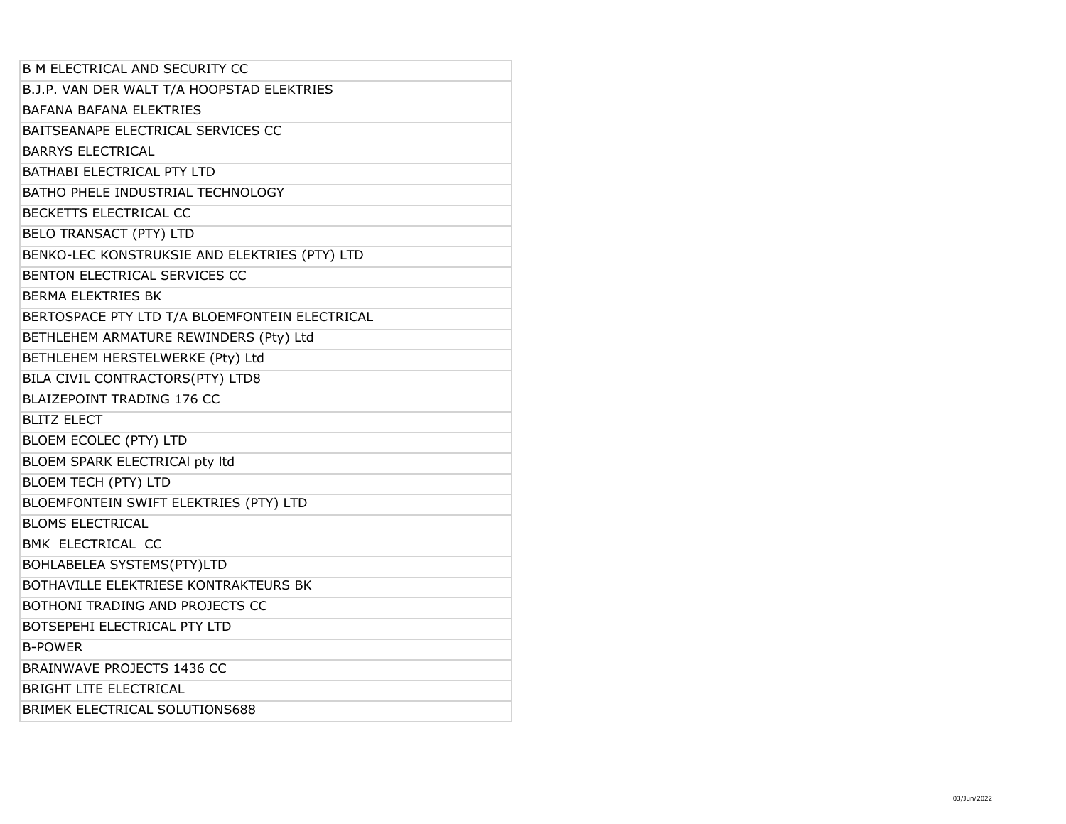| B M ELECTRICAL AND SECURITY CC |
|---|
| B.J.P. VAN DER WALT T/A HOOPSTAD ELEKTRIES |
| BAFANA BAFANA ELEKTRIES |
| BAITSEANAPE ELECTRICAL SERVICES CC |
| BARRYS ELECTRICAL |
| BATHABI ELECTRICAL PTY LTD |
| BATHO PHELE INDUSTRIAL TECHNOLOGY |
| BECKETTS ELECTRICAL CC |
| BELO TRANSACT (PTY) LTD |
| BENKO-LEC KONSTRUKSIE AND ELEKTRIES (PTY) LTD |
| BENTON ELECTRICAL SERVICES CC |
| BERMA ELEKTRIES BK |
| BERTOSPACE PTY LTD T/A BLOEMFONTEIN ELECTRICAL |
| BETHLEHEM ARMATURE REWINDERS (Pty) Ltd |
| BETHLEHEM HERSTELWERKE (Pty) Ltd |
| BILA CIVIL CONTRACTORS(PTY) LTD8 |
| BLAIZEPOINT TRADING 176 CC |
| BLITZ ELECT |
| BLOEM ECOLEC (PTY) LTD |
| BLOEM SPARK ELECTRICAl pty ltd |
| BLOEM TECH (PTY) LTD |
| BLOEMFONTEIN SWIFT ELEKTRIES (PTY) LTD |
| BLOMS ELECTRICAL |
| BMK ELECTRICAL CC |
| BOHLABELEA SYSTEMS(PTY)LTD |
| BOTHAVILLE ELEKTRIESE KONTRAKTEURS BK |
| BOTHONI TRADING AND PROJECTS CC |
| BOTSEPEHI ELECTRICAL PTY LTD |
| B-POWER |
| BRAINWAVE PROJECTS 1436 CC |
| BRIGHT LITE ELECTRICAL |
| BRIMEK ELECTRICAL SOLUTIONS688 |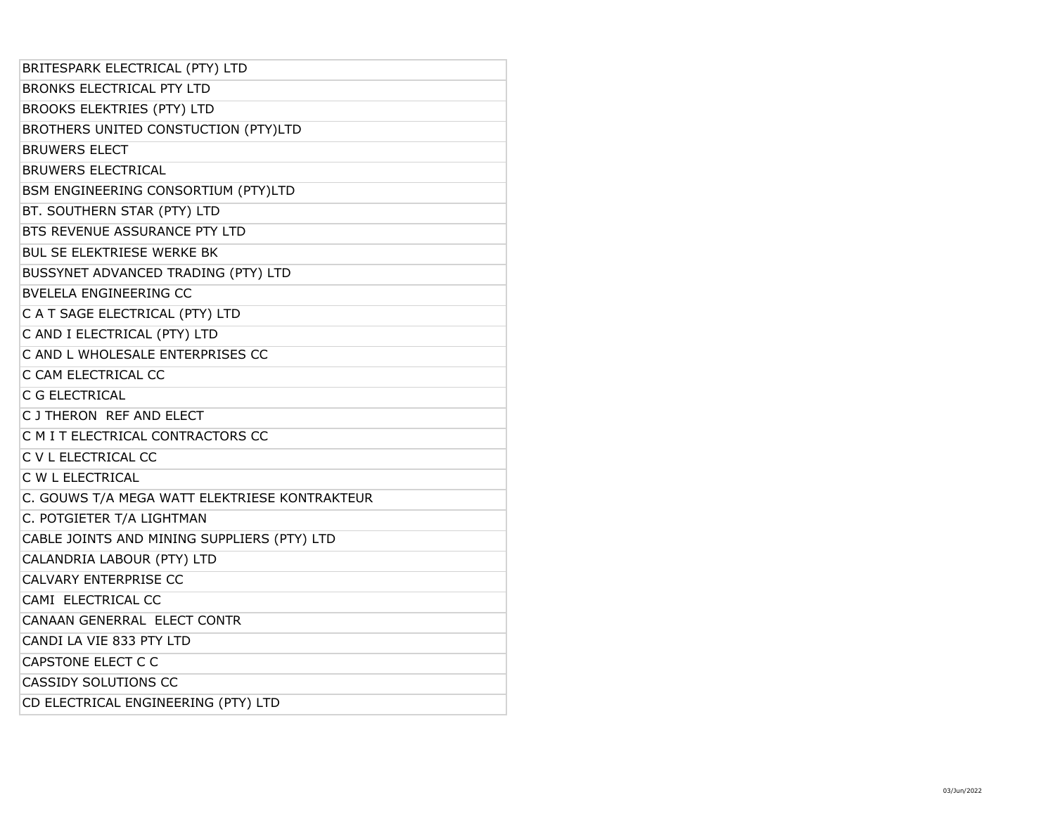| BRITESPARK ELECTRICAL (PTY) LTD |
|---|
| BRONKS ELECTRICAL PTY LTD |
| BROOKS ELEKTRIES (PTY) LTD |
| BROTHERS UNITED CONSTUCTION (PTY)LTD |
| BRUWERS ELECT |
| BRUWERS ELECTRICAL |
| BSM ENGINEERING CONSORTIUM (PTY)LTD |
| BT. SOUTHERN STAR (PTY) LTD |
| BTS REVENUE ASSURANCE PTY LTD |
| BUL SE ELEKTRIESE WERKE BK |
| BUSSYNET ADVANCED TRADING (PTY) LTD |
| BVELELA ENGINEERING CC |
| C A T SAGE ELECTRICAL (PTY) LTD |
| C AND I ELECTRICAL (PTY) LTD |
| C AND L WHOLESALE ENTERPRISES CC |
| C CAM ELECTRICAL CC |
| C G ELECTRICAL |
| C J THERON REF AND ELECT |
| C M I T ELECTRICAL CONTRACTORS CC |
| C V L ELECTRICAL CC |
| C W L ELECTRICAL |
| C. GOUWS T/A MEGA WATT ELEKTRIESE KONTRAKTEUR |
| C. POTGIETER T/A LIGHTMAN |
| CABLE JOINTS AND MINING SUPPLIERS (PTY) LTD |
| CALANDRIA LABOUR (PTY) LTD |
| CALVARY ENTERPRISE CC |
| CAMI ELECTRICAL CC |
| CANAAN GENERRAL ELECT CONTR |
| CANDI LA VIE 833 PTY LTD |
| CAPSTONE ELECT C C |
| CASSIDY SOLUTIONS CC |
| CD ELECTRICAL ENGINEERING (PTY) LTD |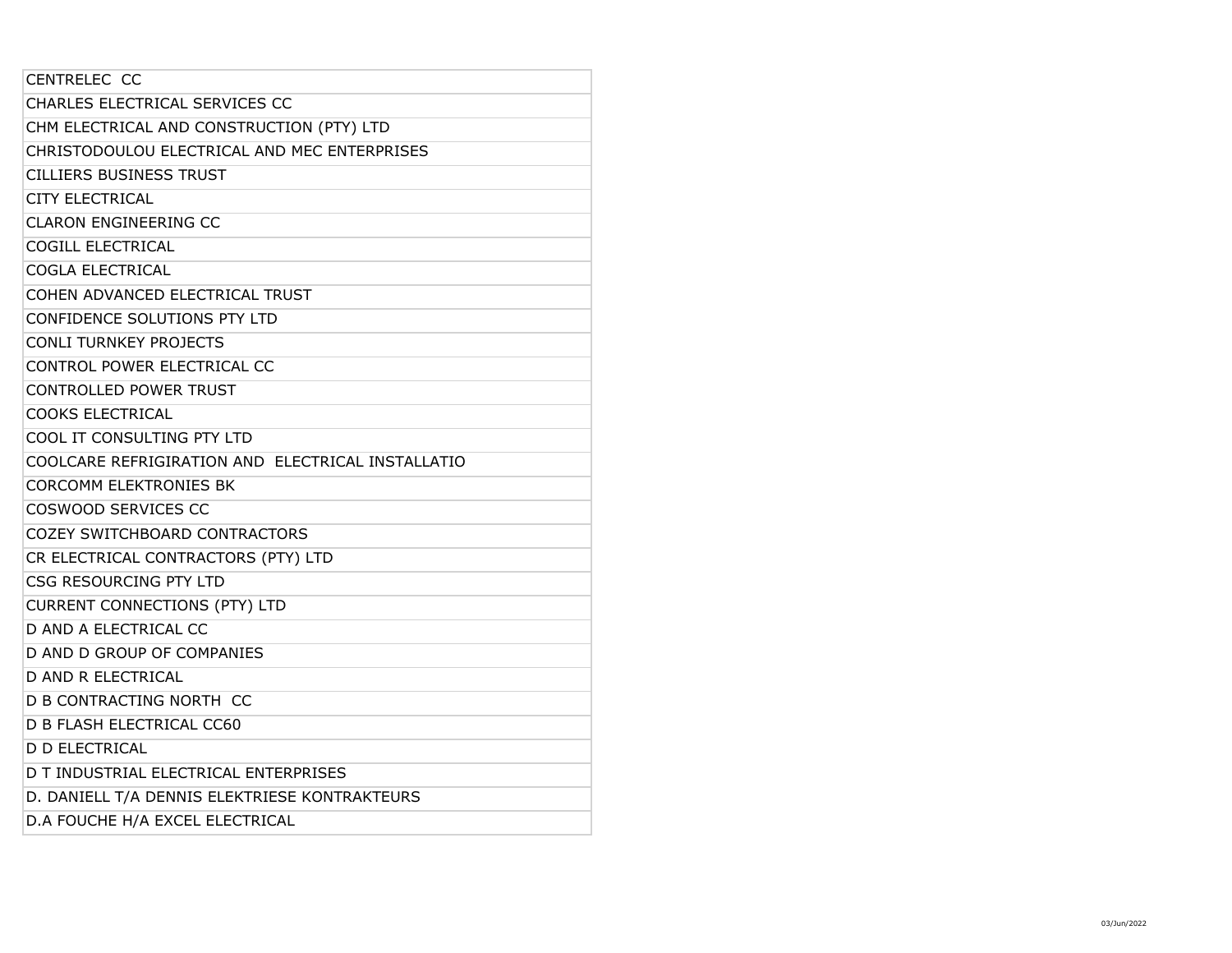| CENTRELEC CC |
| --- |
| CHARLES ELECTRICAL SERVICES CC |
| CHM ELECTRICAL AND CONSTRUCTION (PTY) LTD |
| CHRISTODOULOU ELECTRICAL AND MEC ENTERPRISES |
| CILLIERS BUSINESS TRUST |
| CITY ELECTRICAL |
| CLARON ENGINEERING CC |
| COGILL ELECTRICAL |
| COGLA ELECTRICAL |
| COHEN ADVANCED ELECTRICAL TRUST |
| CONFIDENCE SOLUTIONS PTY LTD |
| CONLI TURNKEY PROJECTS |
| CONTROL POWER ELECTRICAL CC |
| CONTROLLED POWER TRUST |
| COOKS ELECTRICAL |
| COOL IT CONSULTING PTY LTD |
| COOLCARE REFRIGIRATION AND ELECTRICAL INSTALLATIO |
| CORCOMM ELEKTRONIES BK |
| COSWOOD SERVICES CC |
| COZEY SWITCHBOARD CONTRACTORS |
| CR ELECTRICAL CONTRACTORS (PTY) LTD |
| CSG RESOURCING PTY LTD |
| CURRENT CONNECTIONS (PTY) LTD |
| D AND A ELECTRICAL CC |
| D AND D GROUP OF COMPANIES |
| D AND R ELECTRICAL |
| D B CONTRACTING NORTH CC |
| D B FLASH ELECTRICAL CC60 |
| D D ELECTRICAL |
| D T INDUSTRIAL ELECTRICAL ENTERPRISES |
| D. DANIELL T/A DENNIS ELEKTRIESE KONTRAKTEURS |
| D.A FOUCHE H/A EXCEL ELECTRICAL |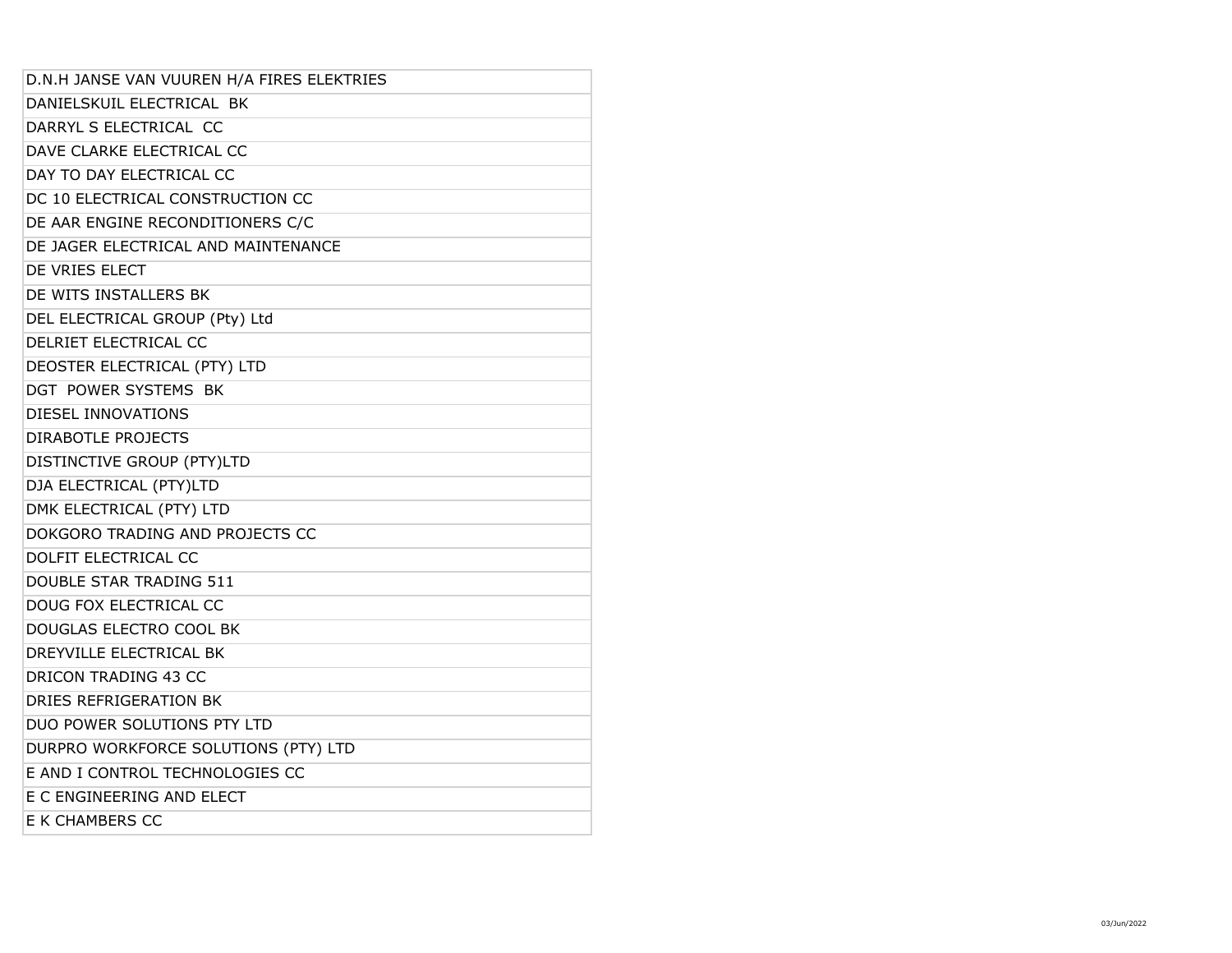| D.N.H JANSE VAN VUUREN H/A FIRES ELEKTRIES |
| --- |
| DANIELSKUIL ELECTRICAL BK |
| DARRYL S ELECTRICAL CC |
| DAVE CLARKE ELECTRICAL CC |
| DAY TO DAY ELECTRICAL CC |
| DC 10 ELECTRICAL CONSTRUCTION CC |
| DE AAR ENGINE RECONDITIONERS C/C |
| DE JAGER ELECTRICAL AND MAINTENANCE |
| DE VRIES ELECT |
| DE WITS INSTALLERS BK |
| DEL ELECTRICAL GROUP (Pty) Ltd |
| DELRIET ELECTRICAL CC |
| DEOSTER ELECTRICAL (PTY) LTD |
| DGT POWER SYSTEMS BK |
| DIESEL INNOVATIONS |
| DIRABOTLE PROJECTS |
| DISTINCTIVE GROUP (PTY)LTD |
| DJA ELECTRICAL (PTY)LTD |
| DMK ELECTRICAL (PTY) LTD |
| DOKGORO TRADING AND PROJECTS CC |
| DOLFIT ELECTRICAL CC |
| DOUBLE STAR TRADING 511 |
| DOUG FOX ELECTRICAL CC |
| DOUGLAS ELECTRO COOL BK |
| DREYVILLE ELECTRICAL BK |
| DRICON TRADING 43 CC |
| DRIES REFRIGERATION BK |
| DUO POWER SOLUTIONS PTY LTD |
| DURPRO WORKFORCE SOLUTIONS (PTY) LTD |
| E AND I CONTROL TECHNOLOGIES CC |
| E C ENGINEERING AND ELECT |
| E K CHAMBERS CC |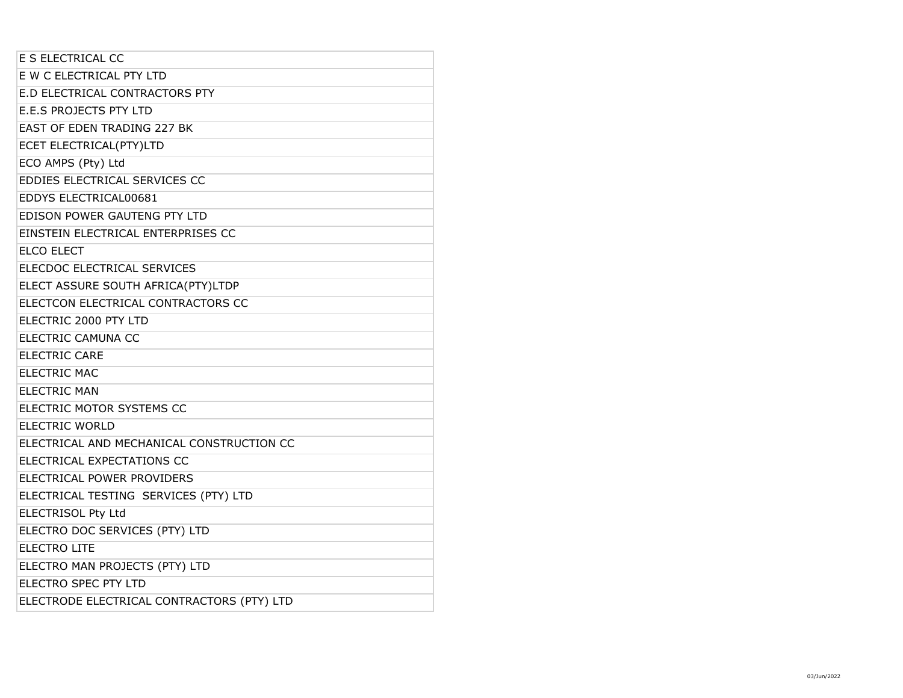| E S ELECTRICAL CC |
| --- |
| E W C ELECTRICAL PTY LTD |
| E.D ELECTRICAL CONTRACTORS PTY |
| E.E.S PROJECTS PTY LTD |
| EAST OF EDEN TRADING 227 BK |
| ECET ELECTRICAL(PTY)LTD |
| ECO AMPS (Pty) Ltd |
| EDDIES ELECTRICAL SERVICES CC |
| EDDYS ELECTRICAL00681 |
| EDISON POWER GAUTENG PTY LTD |
| EINSTEIN ELECTRICAL ENTERPRISES CC |
| ELCO ELECT |
| ELECDOC ELECTRICAL SERVICES |
| ELECT ASSURE SOUTH AFRICA(PTY)LTDP |
| ELECTCON ELECTRICAL CONTRACTORS CC |
| ELECTRIC 2000 PTY LTD |
| ELECTRIC CAMUNA CC |
| ELECTRIC CARE |
| ELECTRIC MAC |
| ELECTRIC MAN |
| ELECTRIC MOTOR SYSTEMS CC |
| ELECTRIC WORLD |
| ELECTRICAL AND MECHANICAL CONSTRUCTION CC |
| ELECTRICAL EXPECTATIONS CC |
| ELECTRICAL POWER PROVIDERS |
| ELECTRICAL TESTING SERVICES (PTY) LTD |
| ELECTRISOL Pty Ltd |
| ELECTRO DOC SERVICES (PTY) LTD |
| ELECTRO LITE |
| ELECTRO MAN PROJECTS (PTY) LTD |
| ELECTRO SPEC PTY LTD |
| ELECTRODE ELECTRICAL CONTRACTORS (PTY) LTD |

03/Jun/2022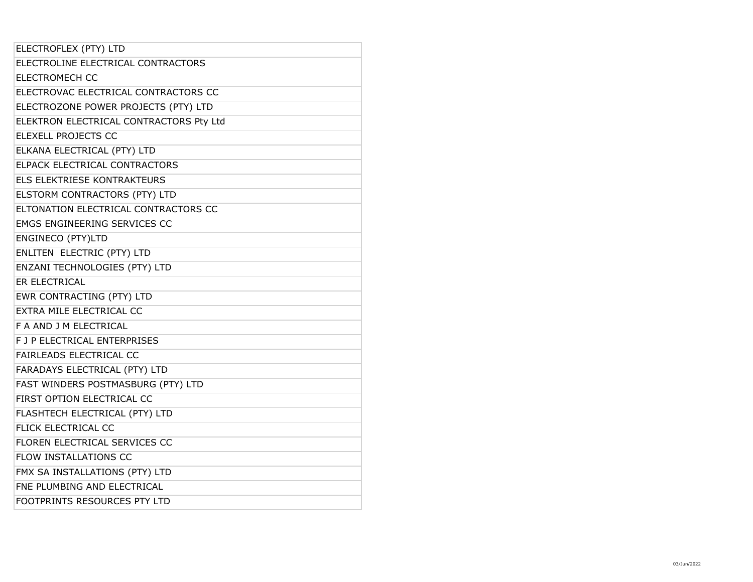| ELECTROFLEX (PTY) LTD |
| --- |
| ELECTROLINE ELECTRICAL CONTRACTORS |
| ELECTROMECH CC |
| ELECTROVAC ELECTRICAL CONTRACTORS CC |
| ELECTROZONE POWER PROJECTS (PTY) LTD |
| ELEKTRON ELECTRICAL CONTRACTORS Pty Ltd |
| ELEXELL PROJECTS CC |
| ELKANA ELECTRICAL (PTY) LTD |
| ELPACK ELECTRICAL CONTRACTORS |
| ELS ELEKTRIESE KONTRAKTEURS |
| ELSTORM CONTRACTORS (PTY) LTD |
| ELTONATION ELECTRICAL CONTRACTORS CC |
| EMGS ENGINEERING SERVICES CC |
| ENGINECO (PTY)LTD |
| ENLITEN  ELECTRIC (PTY) LTD |
| ENZANI TECHNOLOGIES (PTY) LTD |
| ER ELECTRICAL |
| EWR CONTRACTING (PTY) LTD |
| EXTRA MILE ELECTRICAL CC |
| F A AND J M ELECTRICAL |
| F J P ELECTRICAL ENTERPRISES |
| FAIRLEADS ELECTRICAL CC |
| FARADAYS ELECTRICAL (PTY) LTD |
| FAST WINDERS POSTMASBURG (PTY) LTD |
| FIRST OPTION ELECTRICAL CC |
| FLASHTECH ELECTRICAL (PTY) LTD |
| FLICK ELECTRICAL CC |
| FLOREN ELECTRICAL SERVICES CC |
| FLOW INSTALLATIONS CC |
| FMX SA INSTALLATIONS (PTY) LTD |
| FNE PLUMBING AND ELECTRICAL |
| FOOTPRINTS RESOURCES PTY LTD |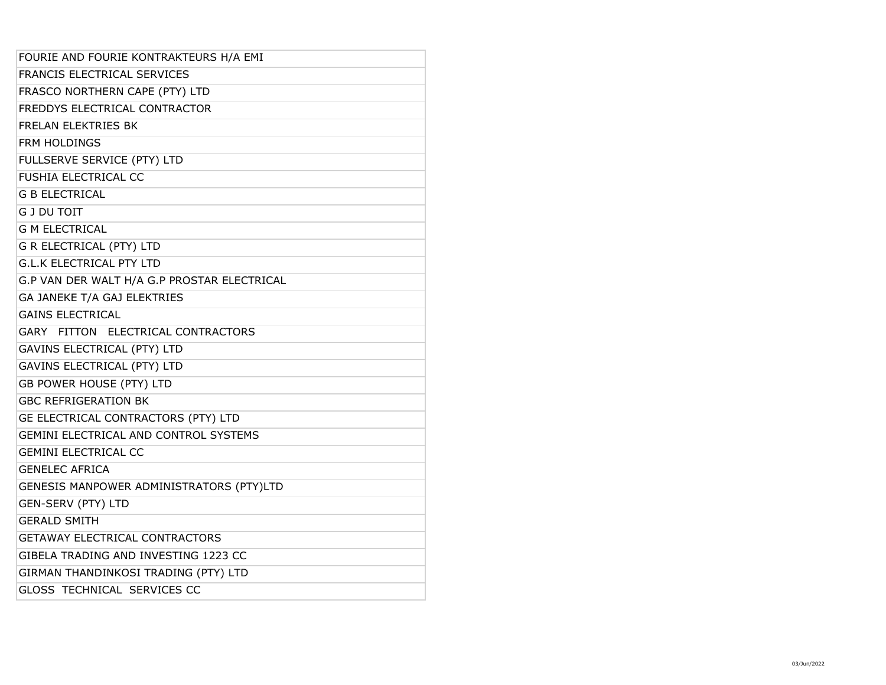| FOURIE AND FOURIE KONTRAKTEURS H/A EMI |
| --- |
| FRANCIS ELECTRICAL SERVICES |
| FRASCO NORTHERN CAPE (PTY) LTD |
| FREDDYS ELECTRICAL CONTRACTOR |
| FRELAN ELEKTRIES BK |
| FRM HOLDINGS |
| FULLSERVE SERVICE (PTY) LTD |
| FUSHIA ELECTRICAL CC |
| G B ELECTRICAL |
| G J DU TOIT |
| G M ELECTRICAL |
| G R ELECTRICAL (PTY) LTD |
| G.L.K ELECTRICAL PTY LTD |
| G.P VAN DER WALT H/A G.P PROSTAR ELECTRICAL |
| GA JANEKE T/A GAJ ELEKTRIES |
| GAINS ELECTRICAL |
| GARY FITTON ELECTRICAL CONTRACTORS |
| GAVINS ELECTRICAL (PTY) LTD |
| GAVINS ELECTRICAL (PTY) LTD |
| GB POWER HOUSE (PTY) LTD |
| GBC REFRIGERATION BK |
| GE ELECTRICAL CONTRACTORS (PTY) LTD |
| GEMINI ELECTRICAL AND CONTROL SYSTEMS |
| GEMINI ELECTRICAL CC |
| GENELEC AFRICA |
| GENESIS MANPOWER ADMINISTRATORS (PTY)LTD |
| GEN-SERV (PTY) LTD |
| GERALD SMITH |
| GETAWAY ELECTRICAL CONTRACTORS |
| GIBELA TRADING AND INVESTING 1223 CC |
| GIRMAN THANDINKOSI TRADING (PTY) LTD |
| GLOSS TECHNICAL SERVICES CC |

03/Jun/2022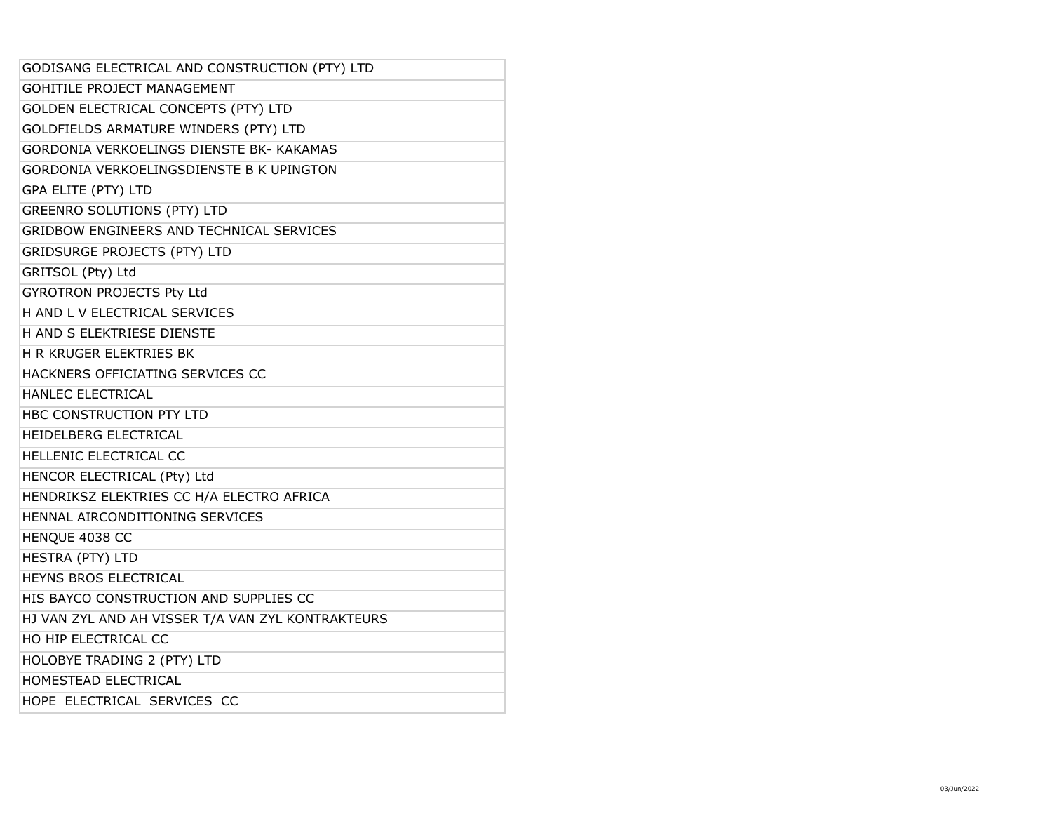| GODISANG ELECTRICAL AND CONSTRUCTION (PTY) LTD |
|---|
| GOHITILE PROJECT MANAGEMENT |
| GOLDEN ELECTRICAL CONCEPTS (PTY) LTD |
| GOLDFIELDS ARMATURE WINDERS (PTY) LTD |
| GORDONIA VERKOELINGS DIENSTE BK- KAKAMAS |
| GORDONIA VERKOELINGSDIENSTE B K UPINGTON |
| GPA ELITE (PTY) LTD |
| GREENRO SOLUTIONS (PTY) LTD |
| GRIDBOW ENGINEERS AND TECHNICAL SERVICES |
| GRIDSURGE PROJECTS (PTY) LTD |
| GRITSOL (Pty) Ltd |
| GYROTRON PROJECTS Pty Ltd |
| H AND L V ELECTRICAL SERVICES |
| H AND S ELEKTRIESE DIENSTE |
| H R KRUGER ELEKTRIES BK |
| HACKNERS OFFICIATING SERVICES CC |
| HANLEC ELECTRICAL |
| HBC CONSTRUCTION PTY LTD |
| HEIDELBERG ELECTRICAL |
| HELLENIC ELECTRICAL CC |
| HENCOR ELECTRICAL (Pty) Ltd |
| HENDRIKSZ ELEKTRIES CC H/A ELECTRO AFRICA |
| HENNAL AIRCONDITIONING SERVICES |
| HENQUE 4038 CC |
| HESTRA (PTY) LTD |
| HEYNS BROS ELECTRICAL |
| HIS BAYCO CONSTRUCTION AND SUPPLIES CC |
| HJ VAN ZYL AND AH VISSER T/A VAN ZYL KONTRAKTEURS |
| HO HIP ELECTRICAL CC |
| HOLOBYE TRADING 2 (PTY) LTD |
| HOMESTEAD ELECTRICAL |
| HOPE ELECTRICAL SERVICES CC |

03/Jun/2022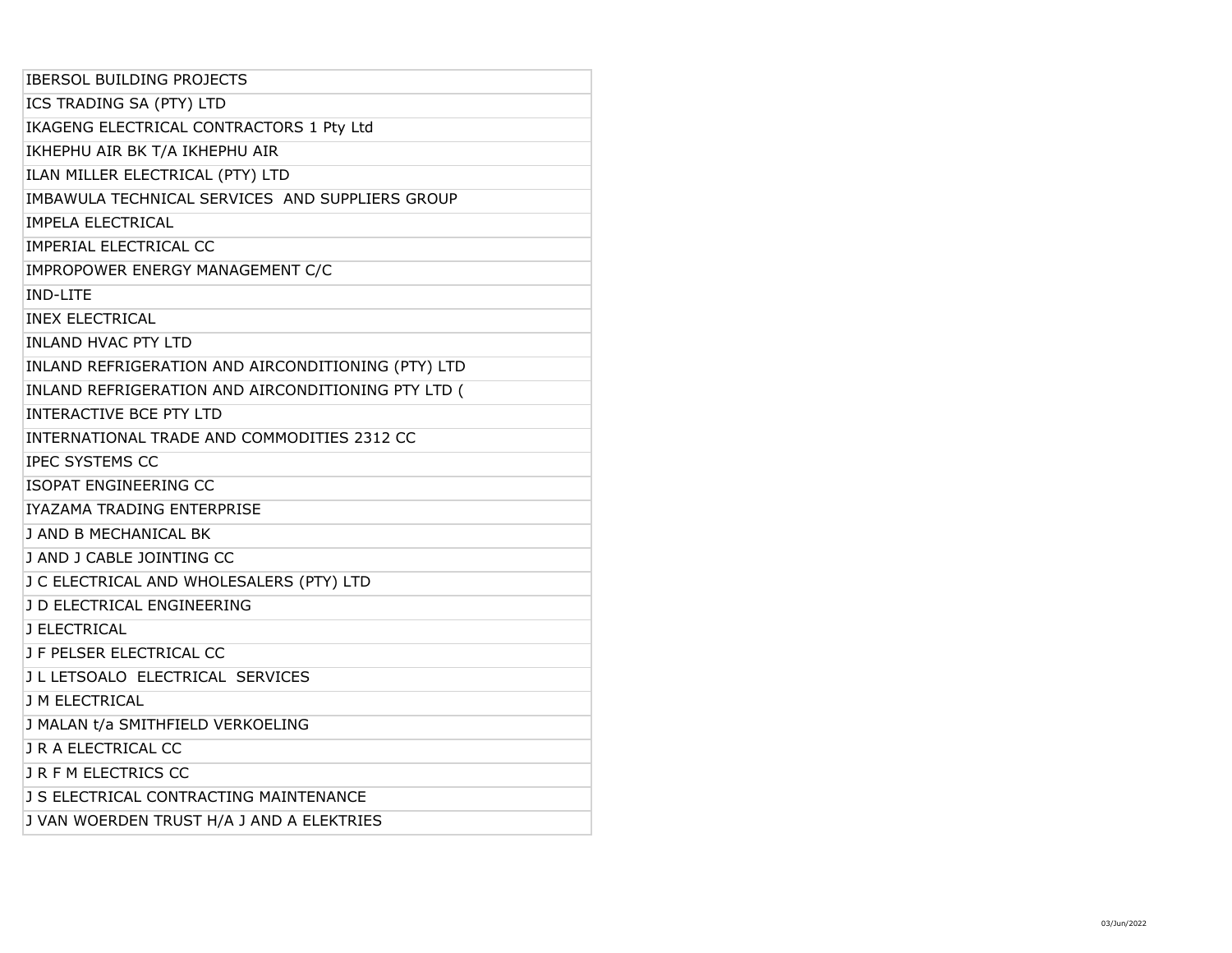| IBERSOL BUILDING PROJECTS |
| --- |
| ICS TRADING SA (PTY) LTD |
| IKAGENG ELECTRICAL CONTRACTORS 1 Pty Ltd |
| IKHEPHU AIR BK T/A IKHEPHU AIR |
| ILAN MILLER ELECTRICAL (PTY) LTD |
| IMBAWULA TECHNICAL SERVICES  AND SUPPLIERS GROUP |
| IMPELA ELECTRICAL |
| IMPERIAL ELECTRICAL CC |
| IMPROPOWER ENERGY MANAGEMENT C/C |
| IND-LITE |
| INEX ELECTRICAL |
| INLAND HVAC PTY LTD |
| INLAND REFRIGERATION AND AIRCONDITIONING (PTY) LTD |
| INLAND REFRIGERATION AND AIRCONDITIONING PTY LTD ( |
| INTERACTIVE BCE PTY LTD |
| INTERNATIONAL TRADE AND COMMODITIES 2312 CC |
| IPEC SYSTEMS CC |
| ISOPAT ENGINEERING CC |
| IYAZAMA TRADING ENTERPRISE |
| J AND B MECHANICAL BK |
| J AND J CABLE JOINTING CC |
| J C ELECTRICAL AND WHOLESALERS (PTY) LTD |
| J D ELECTRICAL ENGINEERING |
| J ELECTRICAL |
| J F PELSER ELECTRICAL CC |
| J L LETSOALO  ELECTRICAL  SERVICES |
| J M ELECTRICAL |
| J MALAN t/a SMITHFIELD VERKOELING |
| J R A ELECTRICAL CC |
| J R F M ELECTRICS CC |
| J S ELECTRICAL CONTRACTING MAINTENANCE |
| J VAN WOERDEN TRUST H/A J AND A ELEKTRIES |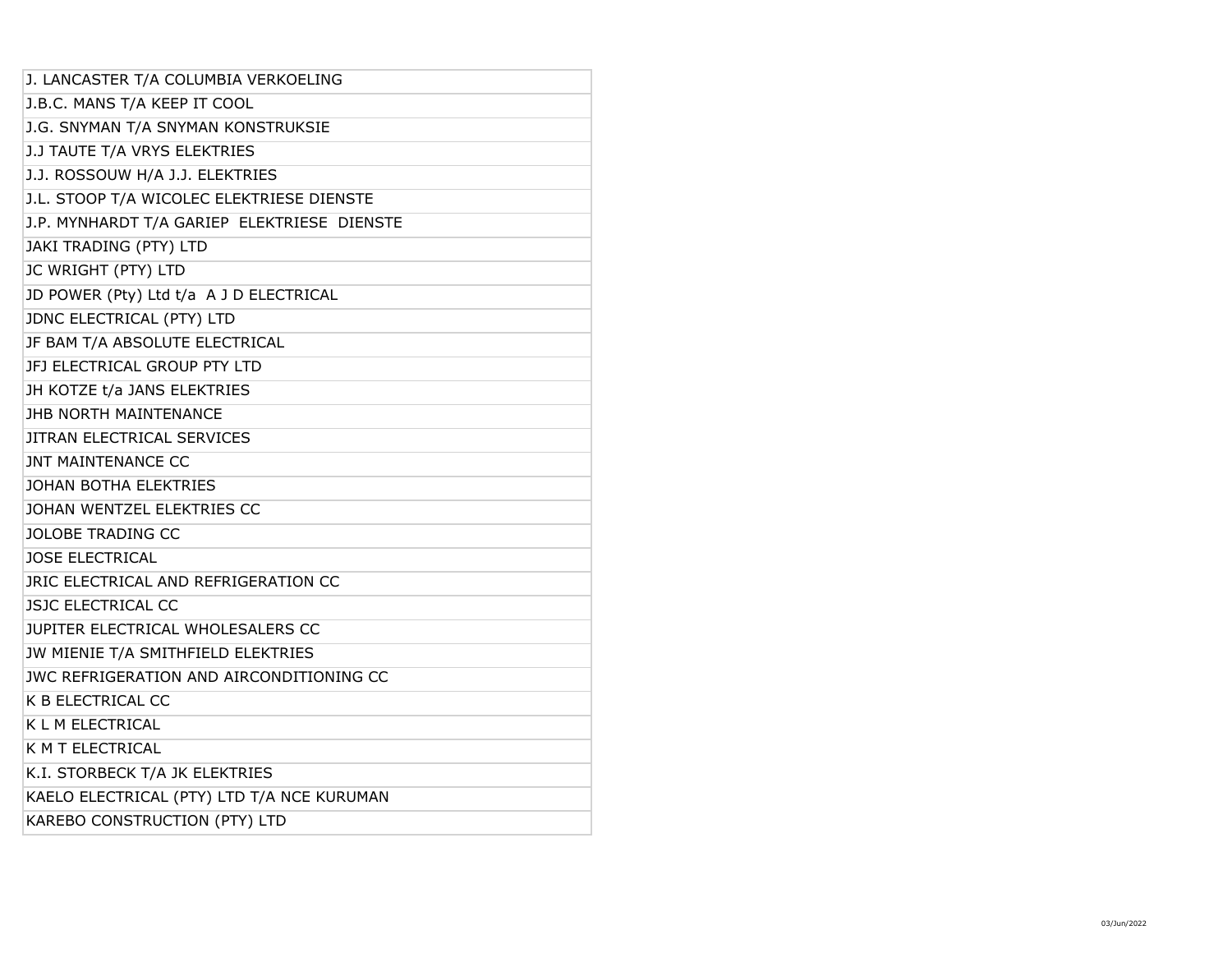| J. LANCASTER T/A COLUMBIA VERKOELING |
|---|
| J.B.C. MANS T/A KEEP IT COOL |
| J.G. SNYMAN T/A SNYMAN KONSTRUKSIE |
| J.J TAUTE T/A VRYS ELEKTRIES |
| J.J. ROSSOUW H/A J.J. ELEKTRIES |
| J.L. STOOP T/A WICOLEC ELEKTRIESE DIENSTE |
| J.P. MYNHARDT T/A GARIEP ELEKTRIESE DIENSTE |
| JAKI TRADING (PTY) LTD |
| JC WRIGHT (PTY) LTD |
| JD POWER (Pty) Ltd t/a A J D ELECTRICAL |
| JDNC ELECTRICAL (PTY) LTD |
| JF BAM T/A ABSOLUTE ELECTRICAL |
| JFJ ELECTRICAL GROUP PTY LTD |
| JH KOTZE t/a JANS ELEKTRIES |
| JHB NORTH MAINTENANCE |
| JITRAN ELECTRICAL SERVICES |
| JNT MAINTENANCE CC |
| JOHAN BOTHA ELEKTRIES |
| JOHAN WENTZEL ELEKTRIES CC |
| JOLOBE TRADING CC |
| JOSE ELECTRICAL |
| JRIC ELECTRICAL AND REFRIGERATION CC |
| JSJC ELECTRICAL CC |
| JUPITER ELECTRICAL WHOLESALERS CC |
| JW MIENIE T/A SMITHFIELD ELEKTRIES |
| JWC REFRIGERATION AND AIRCONDITIONING CC |
| K B ELECTRICAL CC |
| K L M ELECTRICAL |
| K M T ELECTRICAL |
| K.I. STORBECK T/A JK ELEKTRIES |
| KAELO ELECTRICAL (PTY) LTD T/A NCE KURUMAN |
| KAREBO CONSTRUCTION (PTY) LTD |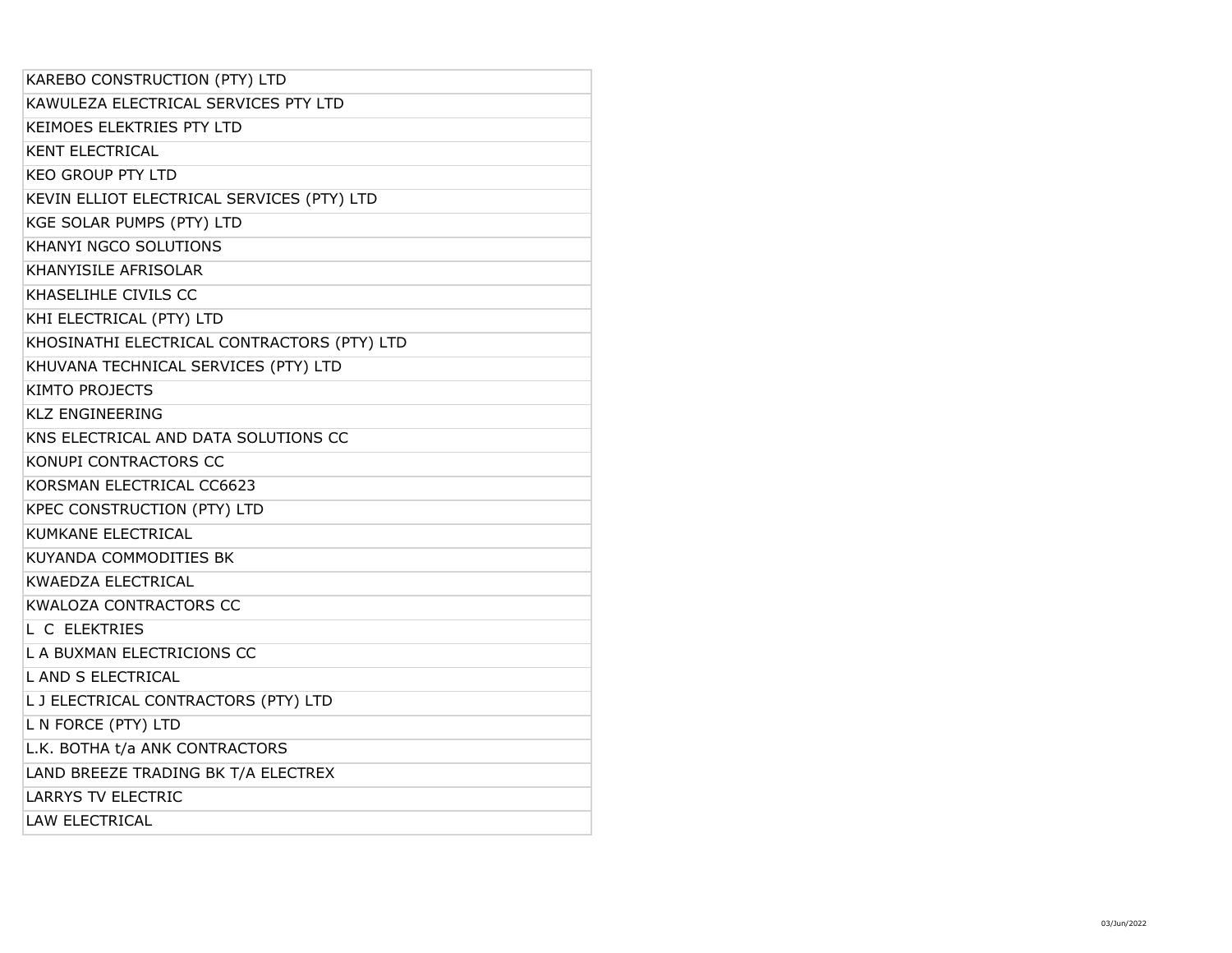| KAREBO CONSTRUCTION (PTY) LTD |
|---|
| KAWULEZA ELECTRICAL SERVICES PTY LTD |
| KEIMOES ELEKTRIES PTY LTD |
| KENT ELECTRICAL |
| KEO GROUP PTY LTD |
| KEVIN ELLIOT ELECTRICAL SERVICES (PTY) LTD |
| KGE SOLAR PUMPS (PTY) LTD |
| KHANYI NGCO SOLUTIONS |
| KHANYISILE AFRISOLAR |
| KHASELIHLE CIVILS CC |
| KHI ELECTRICAL (PTY) LTD |
| KHOSINATHI ELECTRICAL CONTRACTORS (PTY) LTD |
| KHUVANA TECHNICAL SERVICES (PTY) LTD |
| KIMTO PROJECTS |
| KLZ ENGINEERING |
| KNS ELECTRICAL AND DATA SOLUTIONS CC |
| KONUPI CONTRACTORS CC |
| KORSMAN ELECTRICAL CC6623 |
| KPEC CONSTRUCTION (PTY) LTD |
| KUMKANE ELECTRICAL |
| KUYANDA COMMODITIES BK |
| KWAEDZA ELECTRICAL |
| KWALOZA CONTRACTORS CC |
| L C ELEKTRIES |
| L A BUXMAN ELECTRICIONS CC |
| L AND S ELECTRICAL |
| L J ELECTRICAL CONTRACTORS (PTY) LTD |
| L N FORCE (PTY) LTD |
| L.K. BOTHA t/a ANK CONTRACTORS |
| LAND BREEZE TRADING BK T/A ELECTREX |
| LARRYS TV ELECTRIC |
| LAW ELECTRICAL |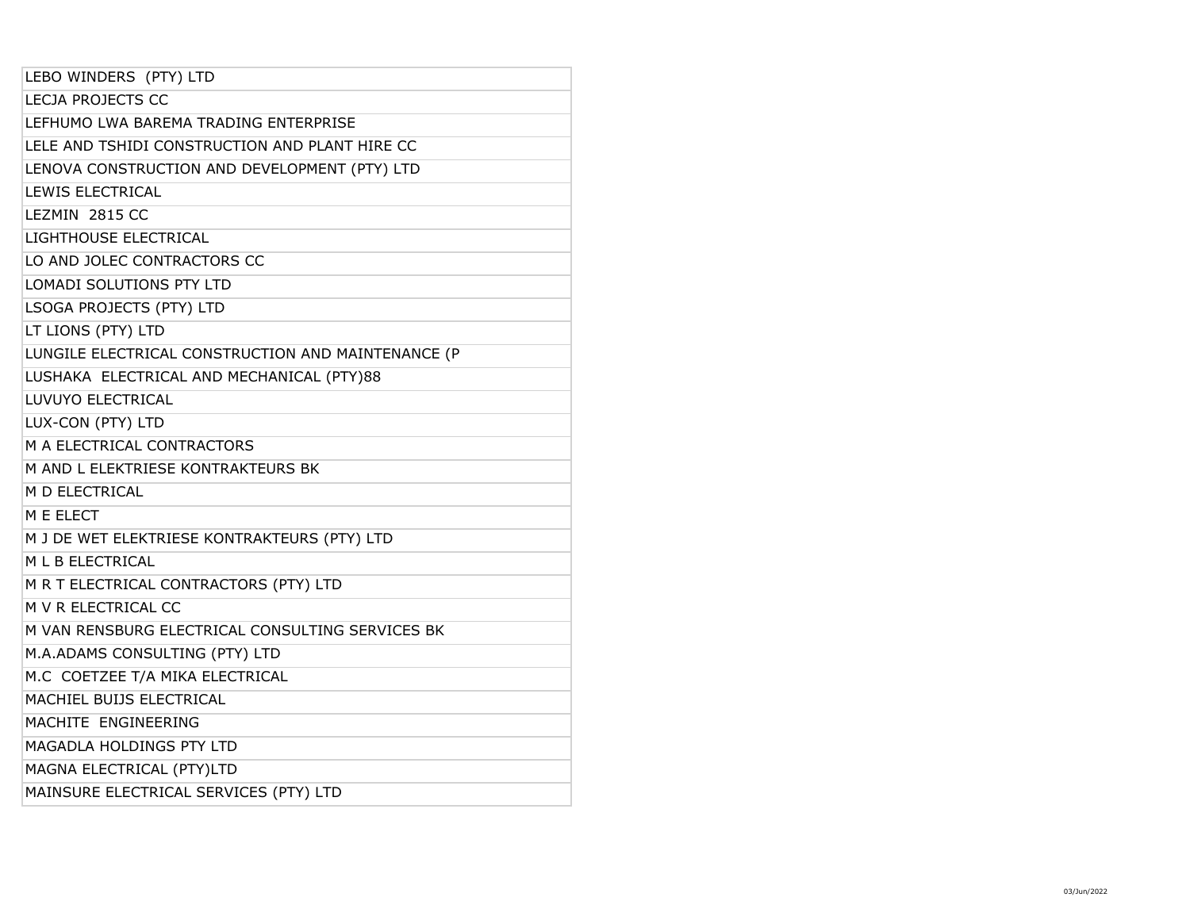| |
|---|
| LEBO WINDERS  (PTY) LTD |
| LECJA PROJECTS CC |
| LEFHUMO LWA BAREMA TRADING ENTERPRISE |
| LELE AND TSHIDI CONSTRUCTION AND PLANT HIRE CC |
| LENOVA CONSTRUCTION AND DEVELOPMENT (PTY) LTD |
| LEWIS ELECTRICAL |
| LEZMIN  2815 CC |
| LIGHTHOUSE ELECTRICAL |
| LO AND JOLEC CONTRACTORS CC |
| LOMADI SOLUTIONS PTY LTD |
| LSOGA PROJECTS (PTY) LTD |
| LT LIONS (PTY) LTD |
| LUNGILE ELECTRICAL CONSTRUCTION AND MAINTENANCE (P |
| LUSHAKA  ELECTRICAL AND MECHANICAL (PTY)88 |
| LUVUYO ELECTRICAL |
| LUX-CON (PTY) LTD |
| M A ELECTRICAL CONTRACTORS |
| M AND L ELEKTRIESE KONTRAKTEURS BK |
| M D ELECTRICAL |
| M E ELECT |
| M J DE WET ELEKTRIESE KONTRAKTEURS (PTY) LTD |
| M L B ELECTRICAL |
| M R T ELECTRICAL CONTRACTORS (PTY) LTD |
| M V R ELECTRICAL CC |
| M VAN RENSBURG ELECTRICAL CONSULTING SERVICES BK |
| M.A.ADAMS CONSULTING (PTY) LTD |
| M.C  COETZEE T/A MIKA ELECTRICAL |
| MACHIEL BUIJS ELECTRICAL |
| MACHITE  ENGINEERING |
| MAGADLA HOLDINGS PTY LTD |
| MAGNA ELECTRICAL (PTY)LTD |
| MAINSURE ELECTRICAL SERVICES (PTY) LTD |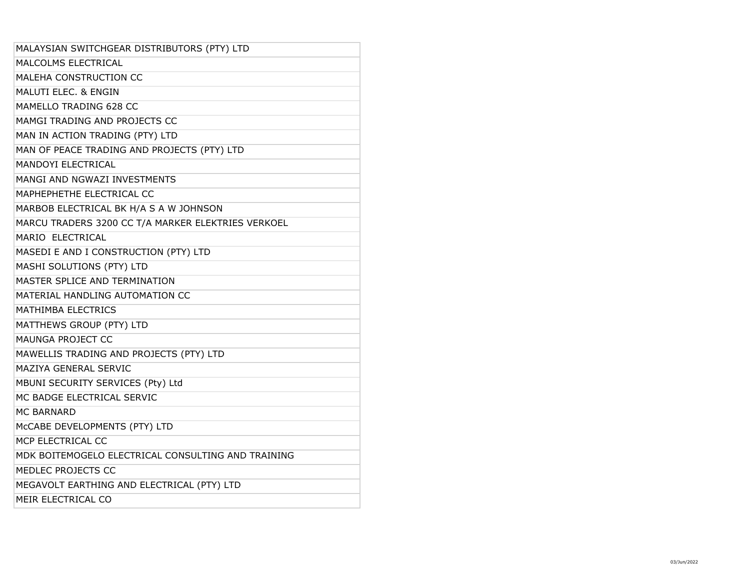| MALAYSIAN SWITCHGEAR DISTRIBUTORS (PTY) LTD |
| --- |
| MALCOLMS ELECTRICAL |
| MALEHA CONSTRUCTION CC |
| MALUTI ELEC. & ENGIN |
| MAMELLO TRADING 628 CC |
| MAMGI TRADING AND PROJECTS CC |
| MAN IN ACTION TRADING (PTY) LTD |
| MAN OF PEACE TRADING AND PROJECTS (PTY) LTD |
| MANDOYI ELECTRICAL |
| MANGI AND NGWAZI INVESTMENTS |
| MAPHEPHETHE ELECTRICAL CC |
| MARBOB ELECTRICAL BK H/A S A W JOHNSON |
| MARCU TRADERS 3200 CC T/A MARKER ELEKTRIES VERKOEL |
| MARIO  ELECTRICAL |
| MASEDI E AND I CONSTRUCTION (PTY) LTD |
| MASHI SOLUTIONS (PTY) LTD |
| MASTER SPLICE AND TERMINATION |
| MATERIAL HANDLING AUTOMATION CC |
| MATHIMBA ELECTRICS |
| MATTHEWS GROUP (PTY) LTD |
| MAUNGA PROJECT CC |
| MAWELLIS TRADING AND PROJECTS (PTY) LTD |
| MAZIYA GENERAL SERVIC |
| MBUNI SECURITY SERVICES (Pty) Ltd |
| MC BADGE ELECTRICAL SERVIC |
| MC BARNARD |
| McCABE DEVELOPMENTS (PTY) LTD |
| MCP ELECTRICAL CC |
| MDK BOITEMOGELO ELECTRICAL CONSULTING AND TRAINING |
| MEDLEC PROJECTS CC |
| MEGAVOLT EARTHING AND ELECTRICAL (PTY) LTD |
| MEIR ELECTRICAL CO |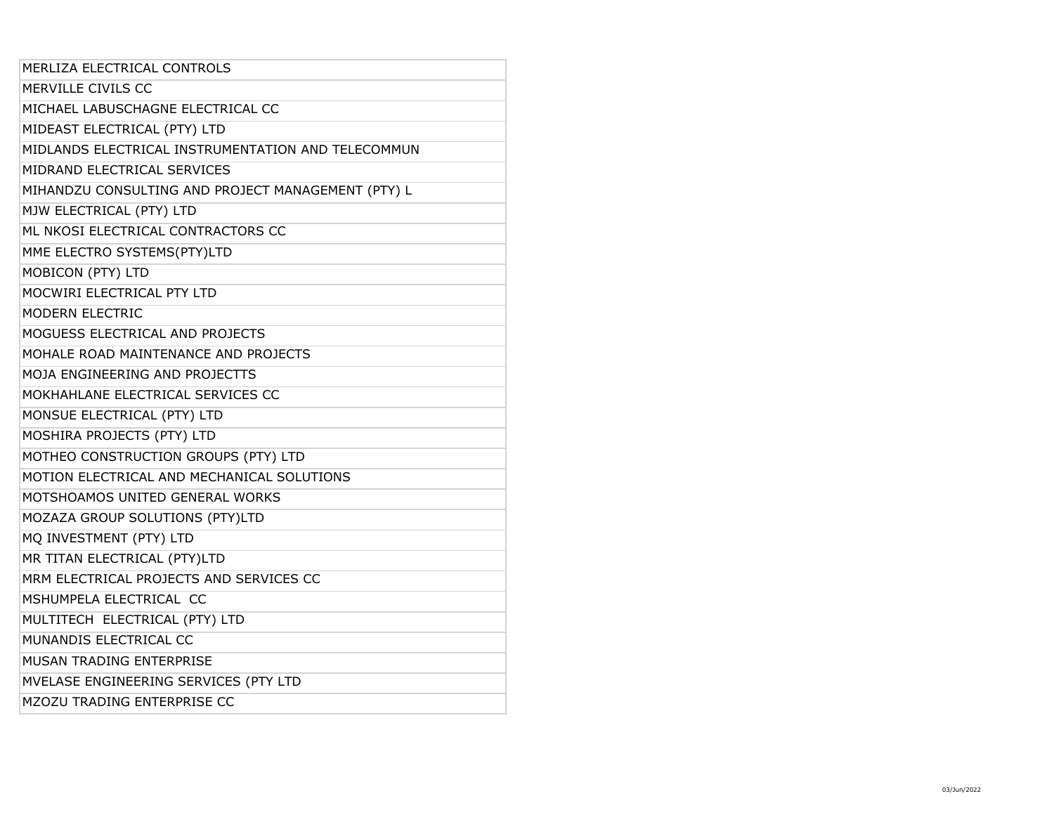| MERLIZA ELECTRICAL CONTROLS |
| --- |
| MERVILLE CIVILS CC |
| MICHAEL LABUSCHAGNE ELECTRICAL CC |
| MIDEAST ELECTRICAL (PTY) LTD |
| MIDLANDS ELECTRICAL INSTRUMENTATION AND TELECOMMUN |
| MIDRAND ELECTRICAL SERVICES |
| MIHANDZU CONSULTING AND PROJECT MANAGEMENT (PTY) L |
| MJW ELECTRICAL (PTY) LTD |
| ML NKOSI ELECTRICAL CONTRACTORS CC |
| MME ELECTRO SYSTEMS(PTY)LTD |
| MOBICON (PTY) LTD |
| MOCWIRI ELECTRICAL PTY LTD |
| MODERN ELECTRIC |
| MOGUESS ELECTRICAL AND PROJECTS |
| MOHALE ROAD MAINTENANCE AND PROJECTS |
| MOJA ENGINEERING AND PROJECTTS |
| MOKHAHLANE ELECTRICAL SERVICES CC |
| MONSUE ELECTRICAL (PTY) LTD |
| MOSHIRA PROJECTS (PTY) LTD |
| MOTHEO CONSTRUCTION GROUPS (PTY) LTD |
| MOTION ELECTRICAL AND MECHANICAL SOLUTIONS |
| MOTSHOAMOS UNITED GENERAL WORKS |
| MOZAZA GROUP SOLUTIONS (PTY)LTD |
| MQ INVESTMENT (PTY) LTD |
| MR TITAN ELECTRICAL (PTY)LTD |
| MRM ELECTRICAL PROJECTS AND SERVICES CC |
| MSHUMPELA ELECTRICAL CC |
| MULTITECH ELECTRICAL (PTY) LTD |
| MUNANDIS ELECTRICAL CC |
| MUSAN TRADING ENTERPRISE |
| MVELASE ENGINEERING SERVICES (PTY LTD |
| MZOZU TRADING ENTERPRISE CC |

03/Jun/2022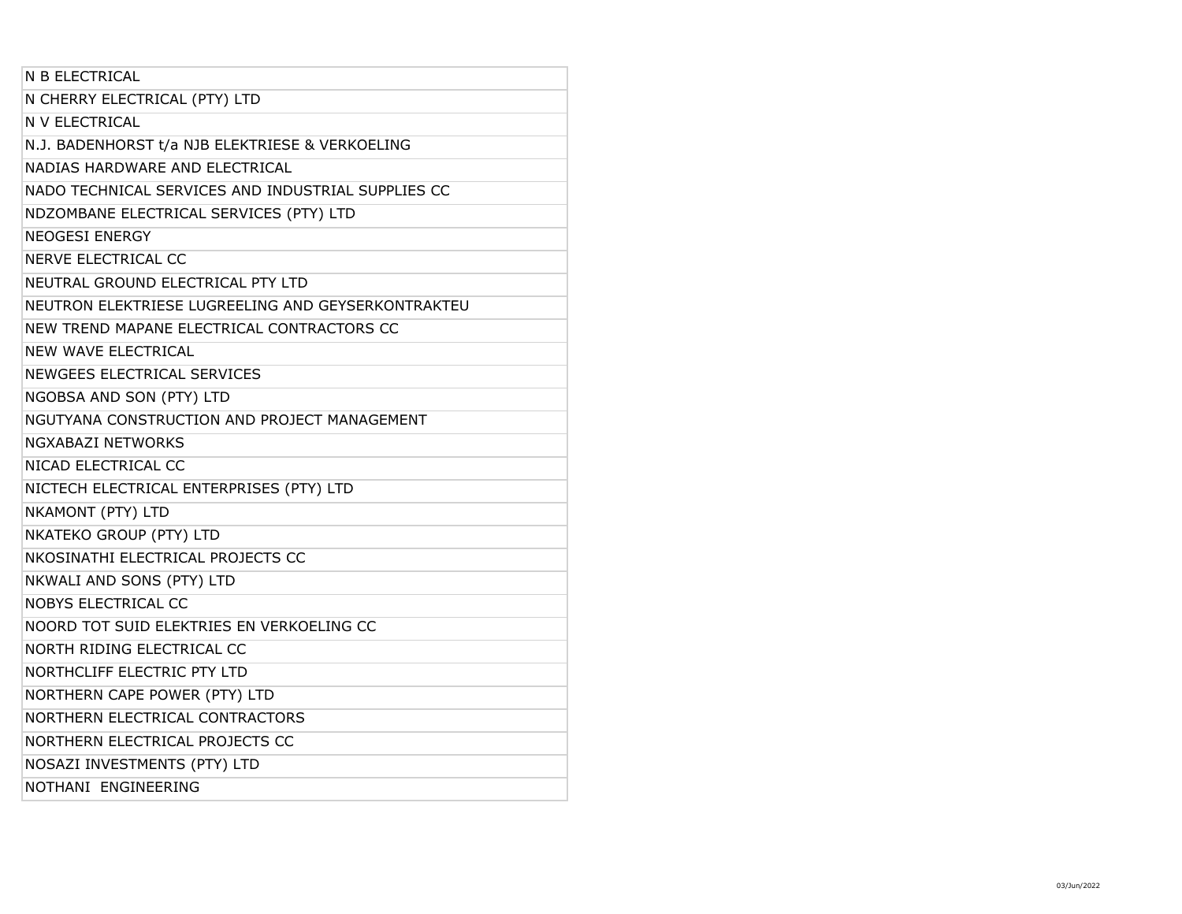| N B ELECTRICAL |
|---|
| N CHERRY ELECTRICAL (PTY) LTD |
| N V ELECTRICAL |
| N.J. BADENHORST t/a NJB ELEKTRIESE & VERKOELING |
| NADIAS HARDWARE AND ELECTRICAL |
| NADO TECHNICAL SERVICES AND INDUSTRIAL SUPPLIES CC |
| NDZOMBANE ELECTRICAL SERVICES (PTY) LTD |
| NEOGESI ENERGY |
| NERVE ELECTRICAL CC |
| NEUTRAL GROUND ELECTRICAL PTY LTD |
| NEUTRON ELEKTRIESE LUGREELING AND GEYSERKONTRAKTEU |
| NEW TREND MAPANE ELECTRICAL CONTRACTORS CC |
| NEW WAVE ELECTRICAL |
| NEWGEES ELECTRICAL SERVICES |
| NGOBSA AND SON (PTY) LTD |
| NGUTYANA CONSTRUCTION AND PROJECT MANAGEMENT |
| NGXABAZI NETWORKS |
| NICAD ELECTRICAL CC |
| NICTECH ELECTRICAL ENTERPRISES (PTY) LTD |
| NKAMONT (PTY) LTD |
| NKATEKO GROUP (PTY) LTD |
| NKOSINATHI ELECTRICAL PROJECTS CC |
| NKWALI AND SONS (PTY) LTD |
| NOBYS ELECTRICAL CC |
| NOORD TOT SUID ELEKTRIES EN VERKOELING CC |
| NORTH RIDING ELECTRICAL CC |
| NORTHCLIFF ELECTRIC PTY LTD |
| NORTHERN CAPE POWER (PTY) LTD |
| NORTHERN ELECTRICAL CONTRACTORS |
| NORTHERN ELECTRICAL PROJECTS CC |
| NOSAZI INVESTMENTS (PTY) LTD |
| NOTHANI ENGINEERING |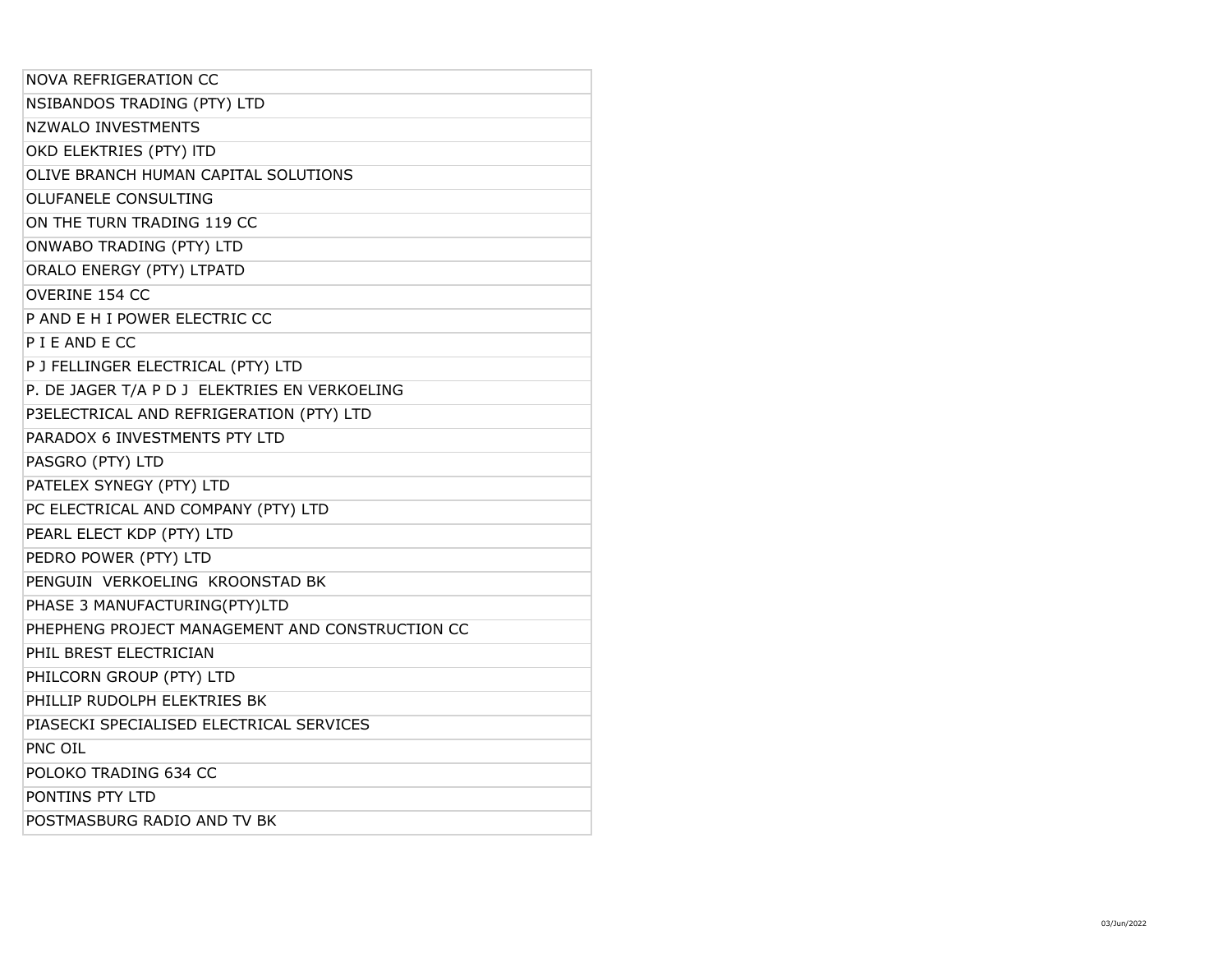| NOVA REFRIGERATION CC |
|---|
| NSIBANDOS TRADING (PTY) LTD |
| NZWALO INVESTMENTS |
| OKD ELEKTRIES (PTY) ITD |
| OLIVE BRANCH HUMAN CAPITAL SOLUTIONS |
| OLUFANELE CONSULTING |
| ON THE TURN TRADING 119 CC |
| ONWABO TRADING (PTY) LTD |
| ORALO ENERGY (PTY) LTPATD |
| OVERINE 154 CC |
| P AND E H I POWER ELECTRIC CC |
| P I E AND E CC |
| P J FELLINGER ELECTRICAL (PTY) LTD |
| P. DE JAGER T/A P D J ELEKTRIES EN VERKOELING |
| P3ELECTRICAL AND REFRIGERATION (PTY) LTD |
| PARADOX 6 INVESTMENTS PTY LTD |
| PASGRO (PTY) LTD |
| PATELEX SYNEGY (PTY) LTD |
| PC ELECTRICAL AND COMPANY (PTY) LTD |
| PEARL ELECT KDP (PTY) LTD |
| PEDRO POWER (PTY) LTD |
| PENGUIN VERKOELING KROONSTAD BK |
| PHASE 3 MANUFACTURING(PTY)LTD |
| PHEPHENG PROJECT MANAGEMENT AND CONSTRUCTION CC |
| PHIL BREST ELECTRICIAN |
| PHILCORN GROUP (PTY) LTD |
| PHILLIP RUDOLPH ELEKTRIES BK |
| PIASECKI SPECIALISED ELECTRICAL SERVICES |
| PNC OIL |
| POLOKO TRADING 634 CC |
| PONTINS PTY LTD |
| POSTMASBURG RADIO AND TV BK |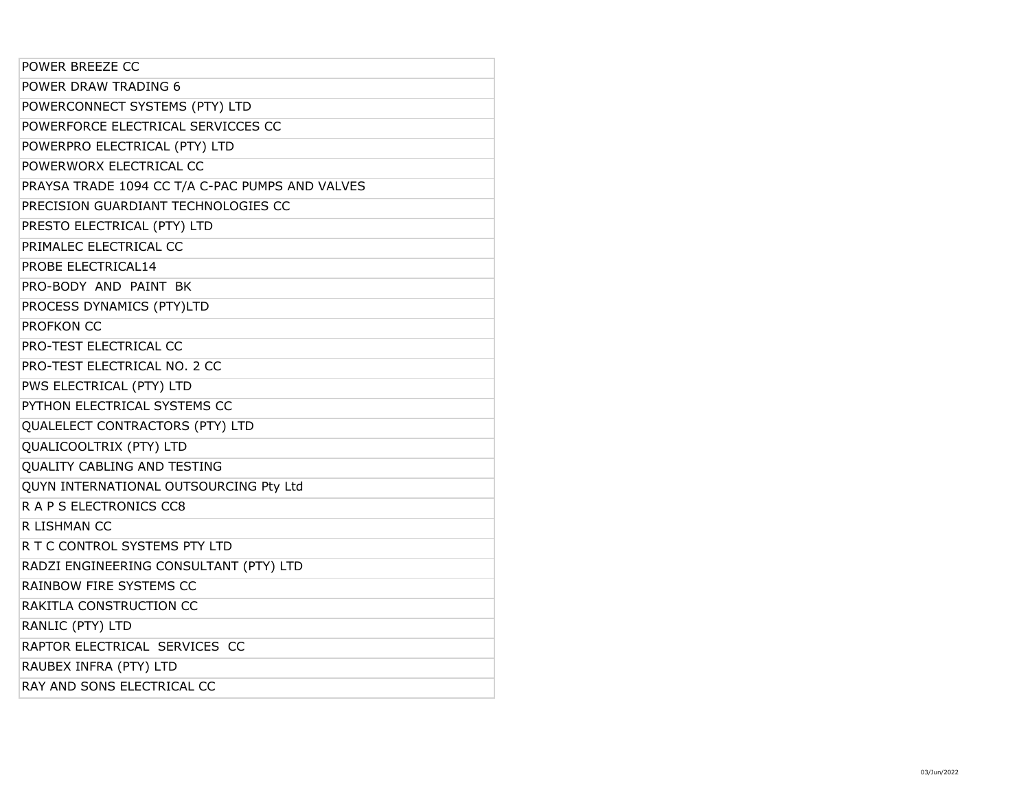| |
|---|
| POWER BREEZE CC |
| POWER DRAW TRADING 6 |
| POWERCONNECT SYSTEMS (PTY) LTD |
| POWERFORCE ELECTRICAL SERVICCES CC |
| POWERPRO ELECTRICAL (PTY) LTD |
| POWERWORX ELECTRICAL CC |
| PRAYSA TRADE 1094 CC T/A C-PAC PUMPS AND VALVES |
| PRECISION GUARDIANT TECHNOLOGIES CC |
| PRESTO ELECTRICAL (PTY) LTD |
| PRIMALEC ELECTRICAL CC |
| PROBE ELECTRICAL14 |
| PRO-BODY AND PAINT BK |
| PROCESS DYNAMICS (PTY)LTD |
| PROFKON CC |
| PRO-TEST ELECTRICAL CC |
| PRO-TEST ELECTRICAL NO. 2 CC |
| PWS ELECTRICAL (PTY) LTD |
| PYTHON ELECTRICAL SYSTEMS CC |
| QUALELECT CONTRACTORS (PTY) LTD |
| QUALICOOLTRIX (PTY) LTD |
| QUALITY CABLING AND TESTING |
| QUYN INTERNATIONAL OUTSOURCING Pty Ltd |
| R A P S ELECTRONICS CC8 |
| R LISHMAN CC |
| R T C CONTROL SYSTEMS PTY LTD |
| RADZI ENGINEERING CONSULTANT (PTY) LTD |
| RAINBOW FIRE SYSTEMS CC |
| RAKITLA CONSTRUCTION CC |
| RANLIC (PTY) LTD |
| RAPTOR ELECTRICAL SERVICES CC |
| RAUBEX INFRA (PTY) LTD |
| RAY AND SONS ELECTRICAL CC |

03/Jun/2022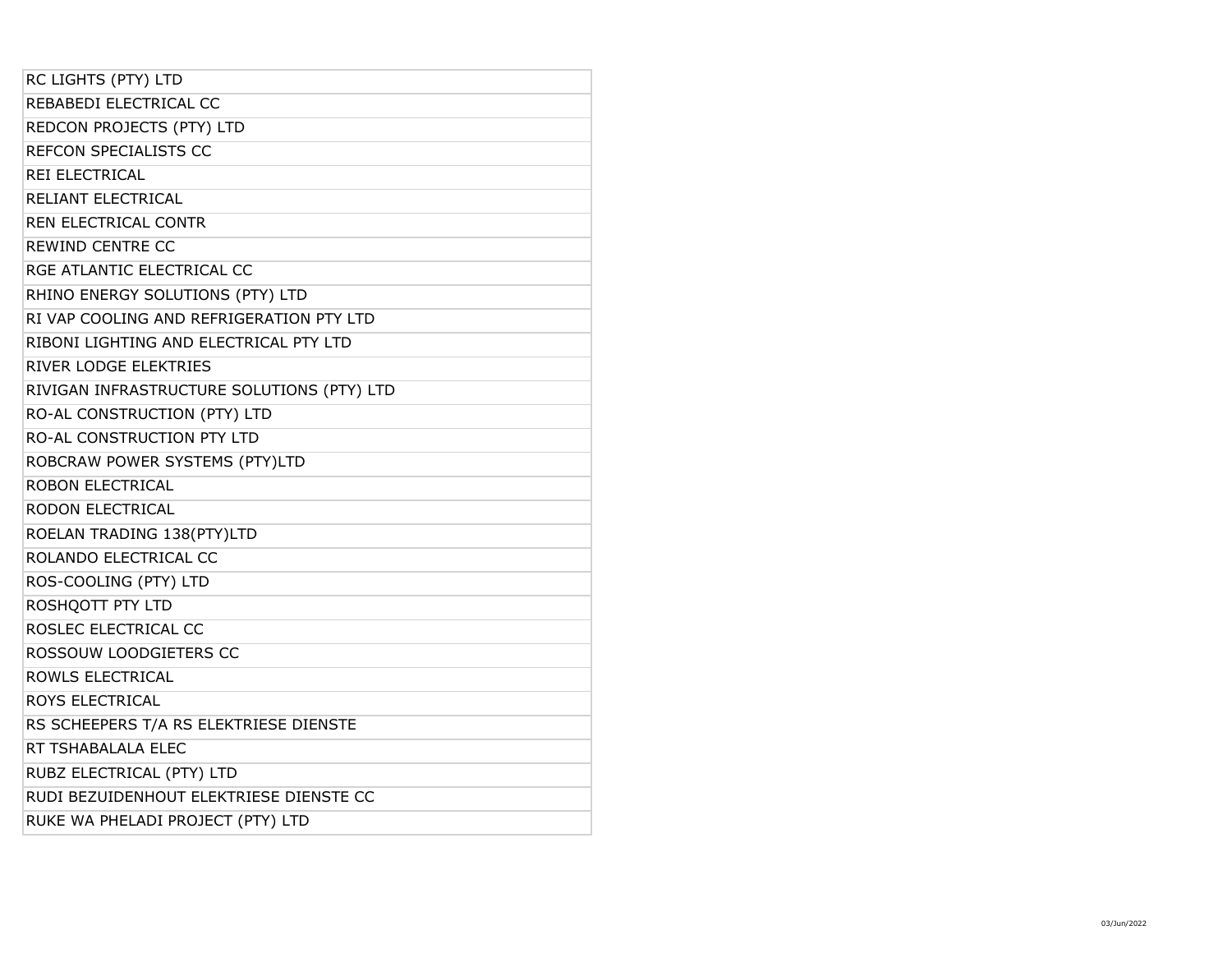| RC LIGHTS (PTY) LTD |
| --- |
| REBABEDI ELECTRICAL CC |
| REDCON PROJECTS (PTY) LTD |
| REFCON SPECIALISTS CC |
| REI ELECTRICAL |
| RELIANT ELECTRICAL |
| REN ELECTRICAL CONTR |
| REWIND CENTRE CC |
| RGE ATLANTIC ELECTRICAL CC |
| RHINO ENERGY SOLUTIONS (PTY) LTD |
| RI VAP COOLING AND REFRIGERATION PTY LTD |
| RIBONI LIGHTING AND ELECTRICAL PTY LTD |
| RIVER LODGE ELEKTRIES |
| RIVIGAN INFRASTRUCTURE SOLUTIONS (PTY) LTD |
| RO-AL CONSTRUCTION (PTY) LTD |
| RO-AL CONSTRUCTION PTY LTD |
| ROBCRAW POWER SYSTEMS (PTY)LTD |
| ROBON ELECTRICAL |
| RODON ELECTRICAL |
| ROELAN TRADING 138(PTY)LTD |
| ROLANDO ELECTRICAL CC |
| ROS-COOLING (PTY) LTD |
| ROSHQOTT PTY LTD |
| ROSLEC ELECTRICAL CC |
| ROSSOUW LOODGIETERS CC |
| ROWLS ELECTRICAL |
| ROYS ELECTRICAL |
| RS SCHEEPERS T/A RS ELEKTRIESE DIENSTE |
| RT TSHABALALA ELEC |
| RUBZ ELECTRICAL (PTY) LTD |
| RUDI BEZUIDENHOUT ELEKTRIESE DIENSTE CC |
| RUKE WA PHELADI PROJECT (PTY) LTD |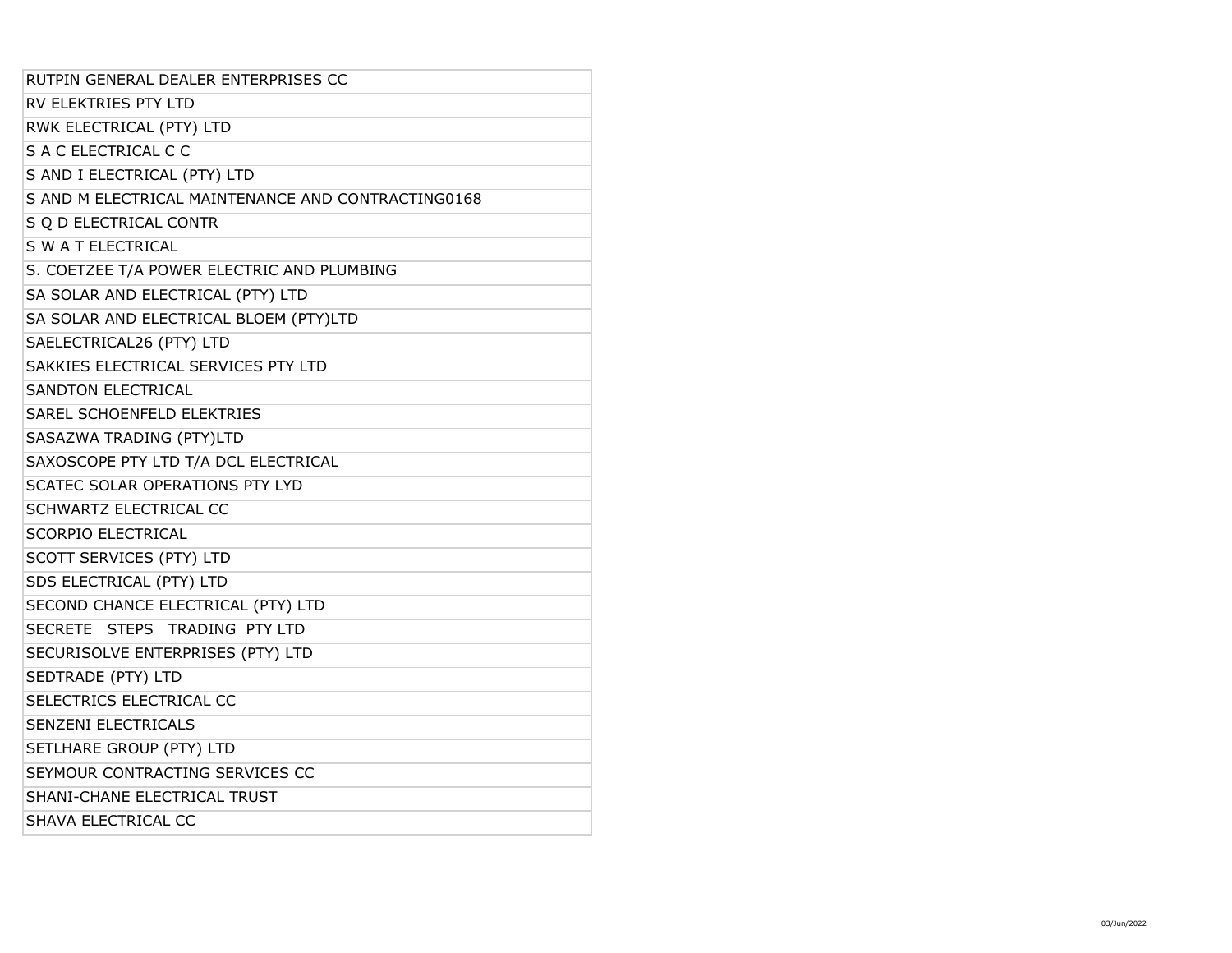| RUTPIN GENERAL DEALER ENTERPRISES CC |
|---|
| RV ELEKTRIES PTY LTD |
| RWK ELECTRICAL (PTY) LTD |
| S A C ELECTRICAL C C |
| S AND I ELECTRICAL (PTY) LTD |
| S AND M ELECTRICAL MAINTENANCE AND CONTRACTING0168 |
| S Q D ELECTRICAL CONTR |
| S W A T ELECTRICAL |
| S. COETZEE T/A POWER ELECTRIC AND PLUMBING |
| SA SOLAR AND ELECTRICAL (PTY) LTD |
| SA SOLAR AND ELECTRICAL BLOEM (PTY)LTD |
| SAELECTRICAL26 (PTY) LTD |
| SAKKIES ELECTRICAL SERVICES PTY LTD |
| SANDTON ELECTRICAL |
| SAREL SCHOENFELD ELEKTRIES |
| SASAZWA TRADING (PTY)LTD |
| SAXOSCOPE PTY LTD T/A DCL ELECTRICAL |
| SCATEC SOLAR OPERATIONS PTY LYD |
| SCHWARTZ ELECTRICAL CC |
| SCORPIO ELECTRICAL |
| SCOTT SERVICES (PTY) LTD |
| SDS ELECTRICAL (PTY) LTD |
| SECOND CHANCE ELECTRICAL (PTY) LTD |
| SECRETE STEPS TRADING PTY LTD |
| SECURISOLVE ENTERPRISES (PTY) LTD |
| SEDTRADE (PTY) LTD |
| SELECTRICS ELECTRICAL CC |
| SENZENI ELECTRICALS |
| SETLHARE GROUP (PTY) LTD |
| SEYMOUR CONTRACTING SERVICES CC |
| SHANI-CHANE ELECTRICAL TRUST |
| SHAVA ELECTRICAL CC |

03/Jun/2022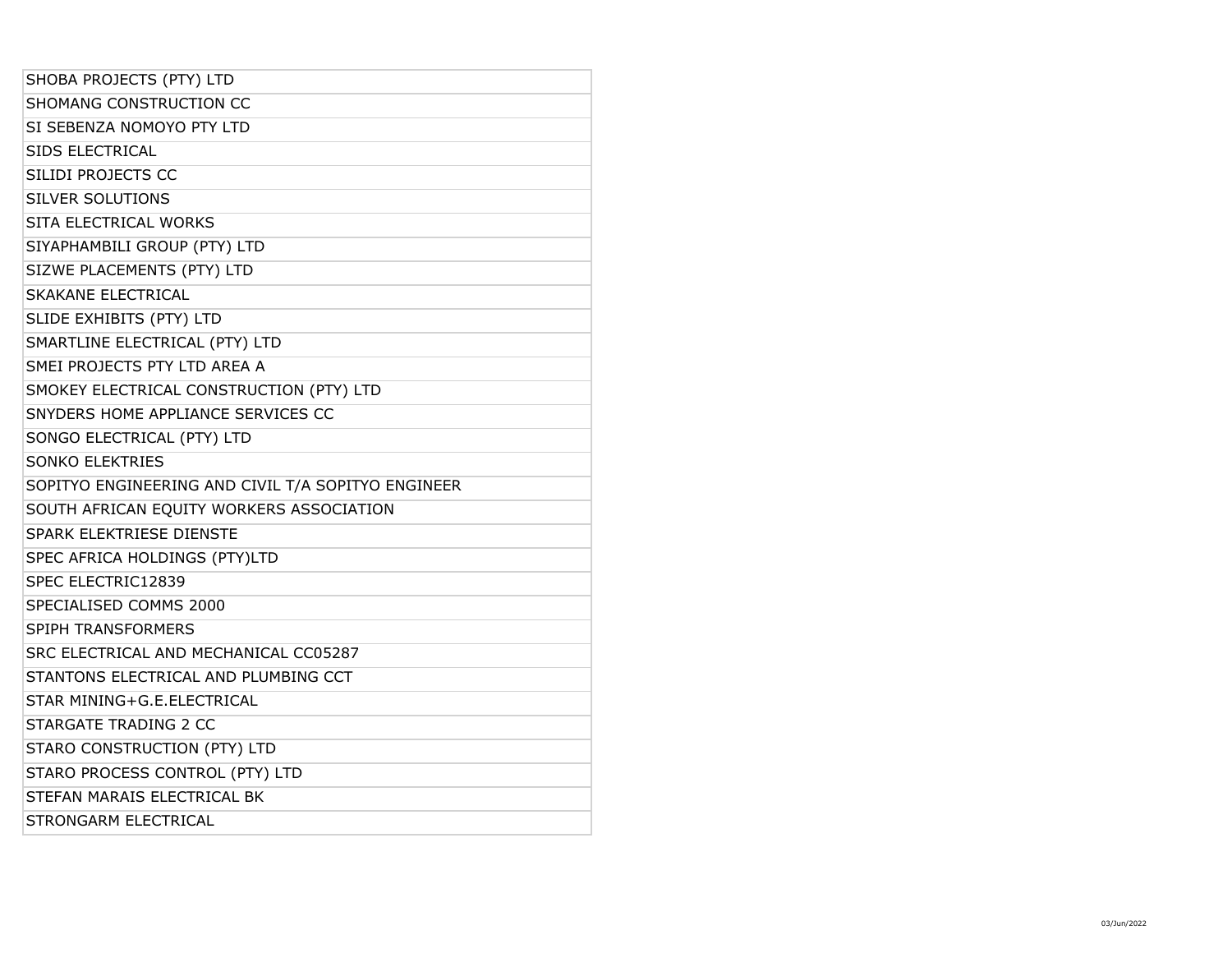| SHOBA PROJECTS (PTY) LTD |
|---|
| SHOMANG CONSTRUCTION CC |
| SI SEBENZA NOMOYO PTY LTD |
| SIDS ELECTRICAL |
| SILIDI PROJECTS CC |
| SILVER SOLUTIONS |
| SITA ELECTRICAL WORKS |
| SIYAPHAMBILI GROUP (PTY) LTD |
| SIZWE PLACEMENTS (PTY) LTD |
| SKAKANE ELECTRICAL |
| SLIDE EXHIBITS (PTY) LTD |
| SMARTLINE ELECTRICAL (PTY) LTD |
| SMEI PROJECTS PTY LTD AREA A |
| SMOKEY ELECTRICAL CONSTRUCTION (PTY) LTD |
| SNYDERS HOME APPLIANCE SERVICES CC |
| SONGO ELECTRICAL (PTY) LTD |
| SONKO ELEKTRIES |
| SOPITYO ENGINEERING AND CIVIL T/A SOPITYO ENGINEER |
| SOUTH AFRICAN EQUITY WORKERS ASSOCIATION |
| SPARK ELEKTRIESE DIENSTE |
| SPEC AFRICA HOLDINGS (PTY)LTD |
| SPEC ELECTRIC12839 |
| SPECIALISED COMMS 2000 |
| SPIPH TRANSFORMERS |
| SRC ELECTRICAL AND MECHANICAL CC05287 |
| STANTONS ELECTRICAL AND PLUMBING CCT |
| STAR MINING+G.E.ELECTRICAL |
| STARGATE TRADING 2 CC |
| STARO CONSTRUCTION (PTY) LTD |
| STARO PROCESS CONTROL (PTY) LTD |
| STEFAN MARAIS ELECTRICAL BK |
| STRONGARM ELECTRICAL |

03/Jun/2022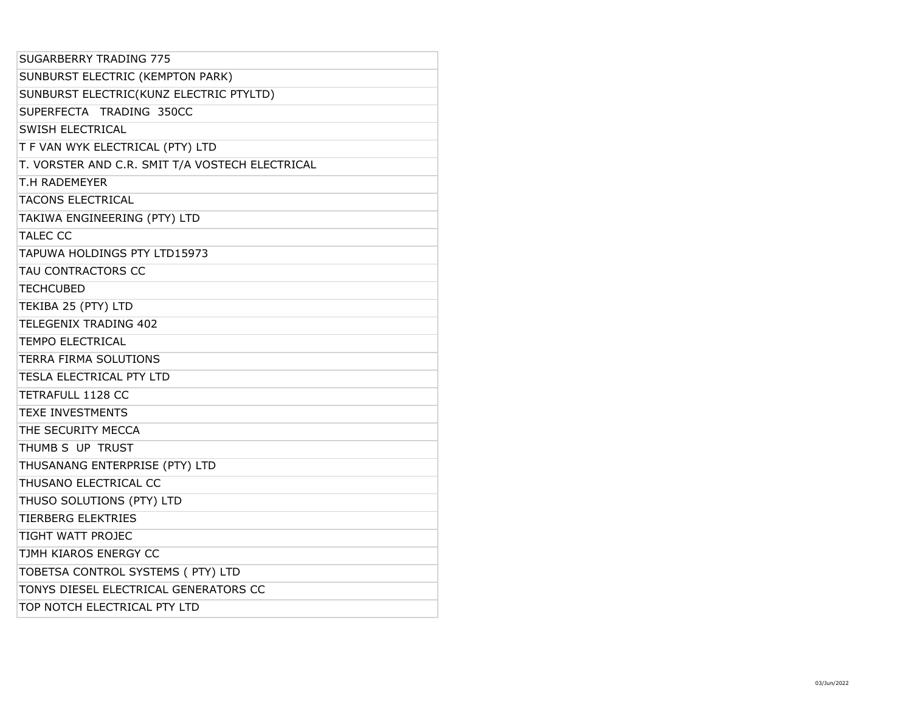| SUGARBERRY TRADING 775 |
|---|
| SUNBURST ELECTRIC (KEMPTON PARK) |
| SUNBURST ELECTRIC(KUNZ ELECTRIC PTYLTD) |
| SUPERFECTA TRADING 350CC |
| SWISH ELECTRICAL |
| T F VAN WYK ELECTRICAL (PTY) LTD |
| T. VORSTER AND C.R. SMIT T/A VOSTECH ELECTRICAL |
| T.H RADEMEYER |
| TACONS ELECTRICAL |
| TAKIWA ENGINEERING (PTY) LTD |
| TALEC CC |
| TAPUWA HOLDINGS PTY LTD15973 |
| TAU CONTRACTORS CC |
| TECHCUBED |
| TEKIBA 25 (PTY) LTD |
| TELEGENIX TRADING 402 |
| TEMPO ELECTRICAL |
| TERRA FIRMA SOLUTIONS |
| TESLA ELECTRICAL PTY LTD |
| TETRAFULL 1128 CC |
| TEXE INVESTMENTS |
| THE SECURITY MECCA |
| THUMB S UP TRUST |
| THUSANANG ENTERPRISE (PTY) LTD |
| THUSANO ELECTRICAL CC |
| THUSO SOLUTIONS (PTY) LTD |
| TIERBERG ELEKTRIES |
| TIGHT WATT PROJEC |
| TJMH KIAROS ENERGY CC |
| TOBETSA CONTROL SYSTEMS ( PTY) LTD |
| TONYS DIESEL ELECTRICAL GENERATORS CC |
| TOP NOTCH ELECTRICAL PTY LTD |

03/Jun/2022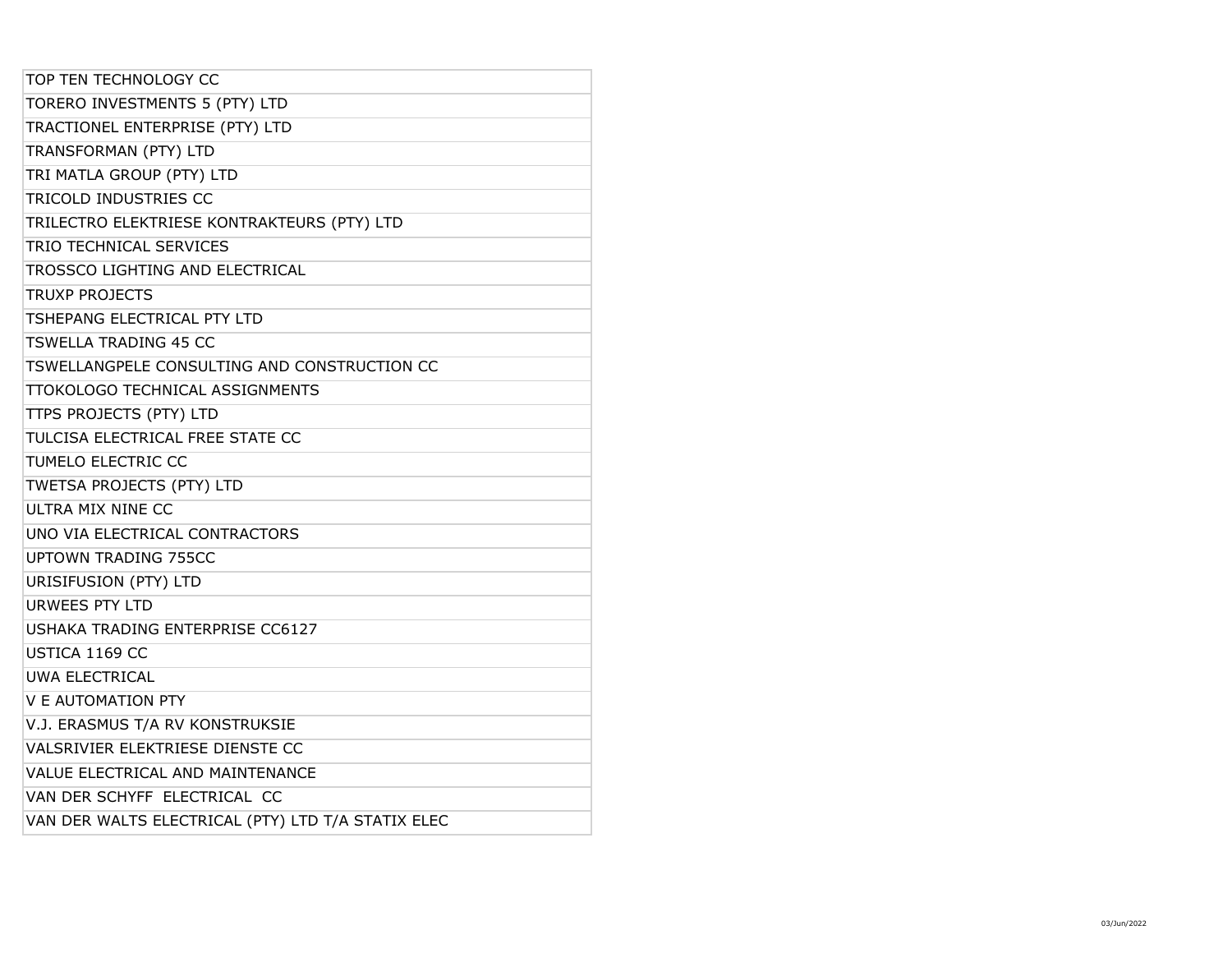| TOP TEN TECHNOLOGY CC |
| --- |
| TORERO INVESTMENTS 5 (PTY) LTD |
| TRACTIONEL ENTERPRISE (PTY) LTD |
| TRANSFORMAN (PTY) LTD |
| TRI MATLA GROUP (PTY) LTD |
| TRICOLD INDUSTRIES CC |
| TRILECTRO ELEKTRIESE KONTRAKTEURS (PTY) LTD |
| TRIO TECHNICAL SERVICES |
| TROSSCO LIGHTING AND ELECTRICAL |
| TRUXP PROJECTS |
| TSHEPANG ELECTRICAL PTY LTD |
| TSWELLA TRADING 45 CC |
| TSWELLANGPELE CONSULTING AND CONSTRUCTION CC |
| TTOKOLOGO TECHNICAL ASSIGNMENTS |
| TTPS PROJECTS (PTY) LTD |
| TULCISA ELECTRICAL FREE STATE CC |
| TUMELO ELECTRIC CC |
| TWETSA PROJECTS (PTY) LTD |
| ULTRA MIX NINE CC |
| UNO VIA ELECTRICAL CONTRACTORS |
| UPTOWN TRADING 755CC |
| URISIFUSION (PTY) LTD |
| URWEES PTY LTD |
| USHAKA TRADING ENTERPRISE CC6127 |
| USTICA 1169 CC |
| UWA ELECTRICAL |
| V E AUTOMATION PTY |
| V.J. ERASMUS T/A RV KONSTRUKSIE |
| VALSRIVIER ELEKTRIESE DIENSTE CC |
| VALUE ELECTRICAL AND MAINTENANCE |
| VAN DER SCHYFF ELECTRICAL CC |
| VAN DER WALTS ELECTRICAL (PTY) LTD T/A STATIX ELEC |

03/Jun/2022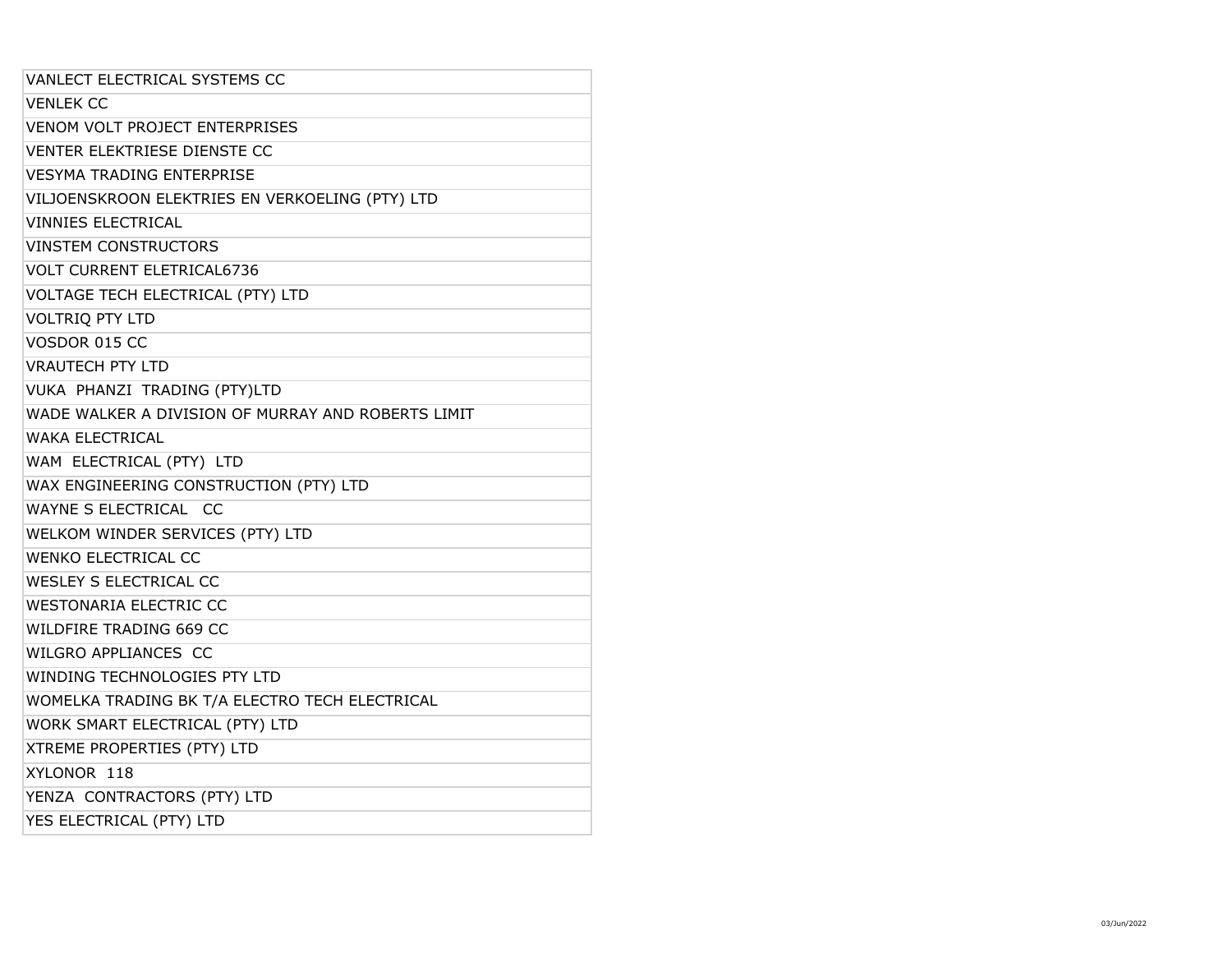| VANLECT ELECTRICAL SYSTEMS CC |
| --- |
| VENLEK CC |
| VENOM VOLT PROJECT ENTERPRISES |
| VENTER ELEKTRIESE DIENSTE CC |
| VESYMA TRADING ENTERPRISE |
| VILJOENSKROON ELEKTRIES EN VERKOELING (PTY) LTD |
| VINNIES ELECTRICAL |
| VINSTEM CONSTRUCTORS |
| VOLT CURRENT ELETRICAL6736 |
| VOLTAGE TECH ELECTRICAL (PTY) LTD |
| VOLTRIQ PTY LTD |
| VOSDOR 015 CC |
| VRAUTECH PTY LTD |
| VUKA PHANZI TRADING (PTY)LTD |
| WADE WALKER A DIVISION OF MURRAY AND ROBERTS LIMIT |
| WAKA ELECTRICAL |
| WAM ELECTRICAL (PTY) LTD |
| WAX ENGINEERING CONSTRUCTION (PTY) LTD |
| WAYNE S ELECTRICAL CC |
| WELKOM WINDER SERVICES (PTY) LTD |
| WENKO ELECTRICAL CC |
| WESLEY S ELECTRICAL CC |
| WESTONARIA ELECTRIC CC |
| WILDFIRE TRADING 669 CC |
| WILGRO APPLIANCES CC |
| WINDING TECHNOLOGIES PTY LTD |
| WOMELKA TRADING BK T/A ELECTRO TECH ELECTRICAL |
| WORK SMART ELECTRICAL (PTY) LTD |
| XTREME PROPERTIES (PTY) LTD |
| XYLONOR 118 |
| YENZA CONTRACTORS (PTY) LTD |
| YES ELECTRICAL (PTY) LTD |

03/Jun/2022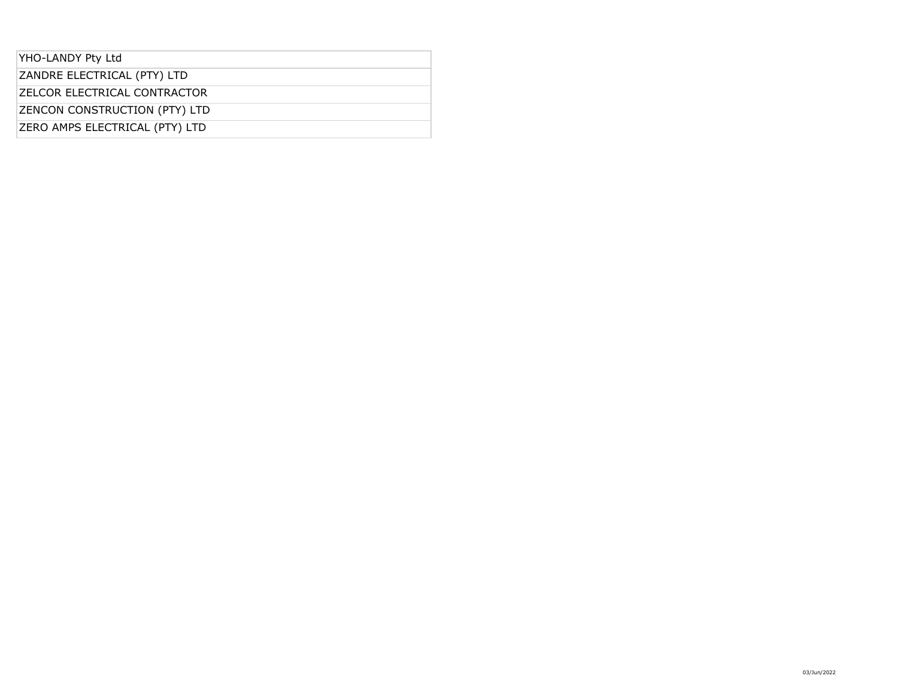| |
|---|
| YHO-LANDY Pty Ltd |
| ZANDRE ELECTRICAL (PTY) LTD |
| ZELCOR ELECTRICAL CONTRACTOR |
| ZENCON CONSTRUCTION (PTY) LTD |
| ZERO AMPS ELECTRICAL (PTY) LTD |

03/Jun/2022